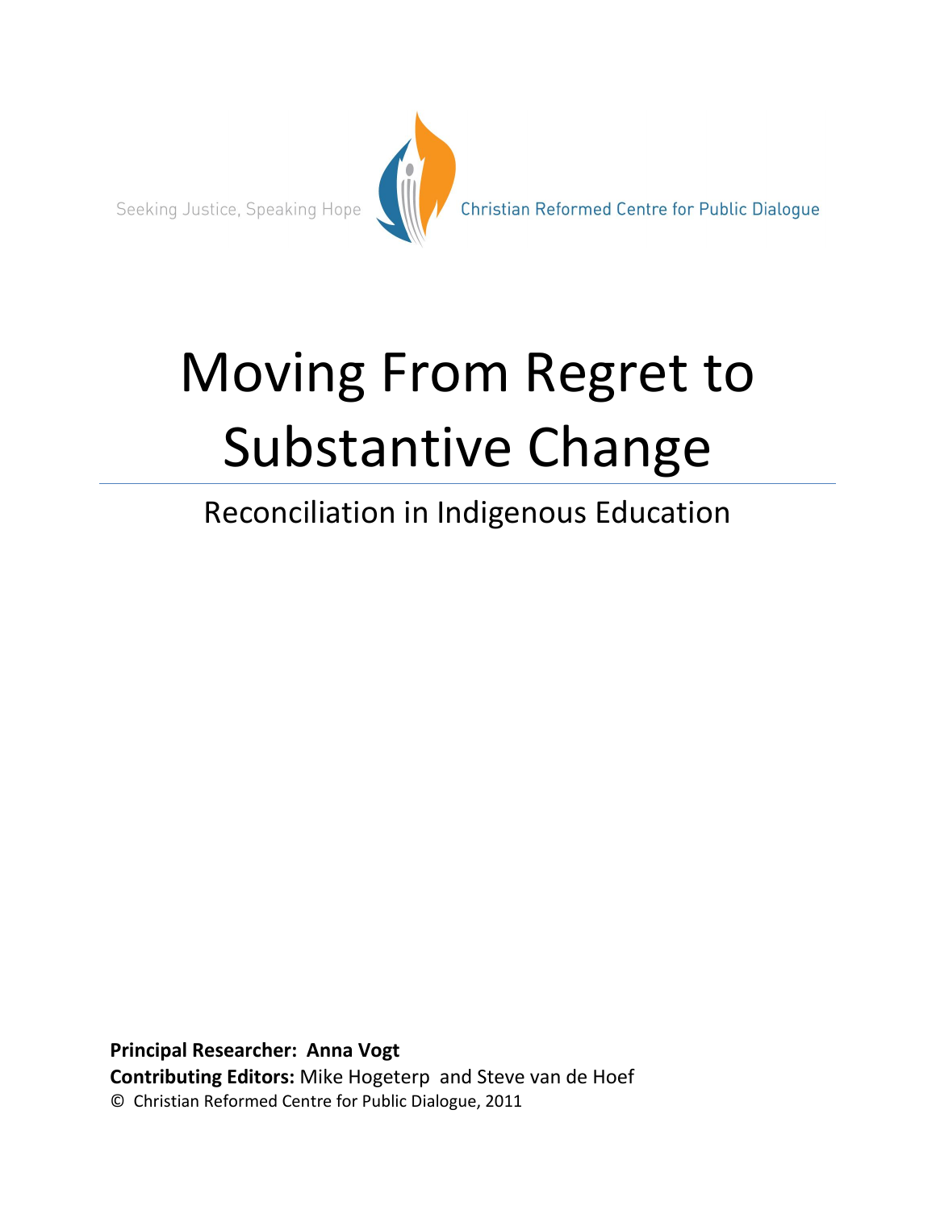Seeking Justice, Speaking Hope

Christian Reformed Centre for Public Dialogue

# Moving From Regret to Substantive Change

## Reconciliation in Indigenous Education

**Principal Researcher:** **Anna Vogt**
**Contributing Editors:** Mike Hogeterp and Steve van de Hoef
© Christian Reformed Centre for Public Dialogue, 2011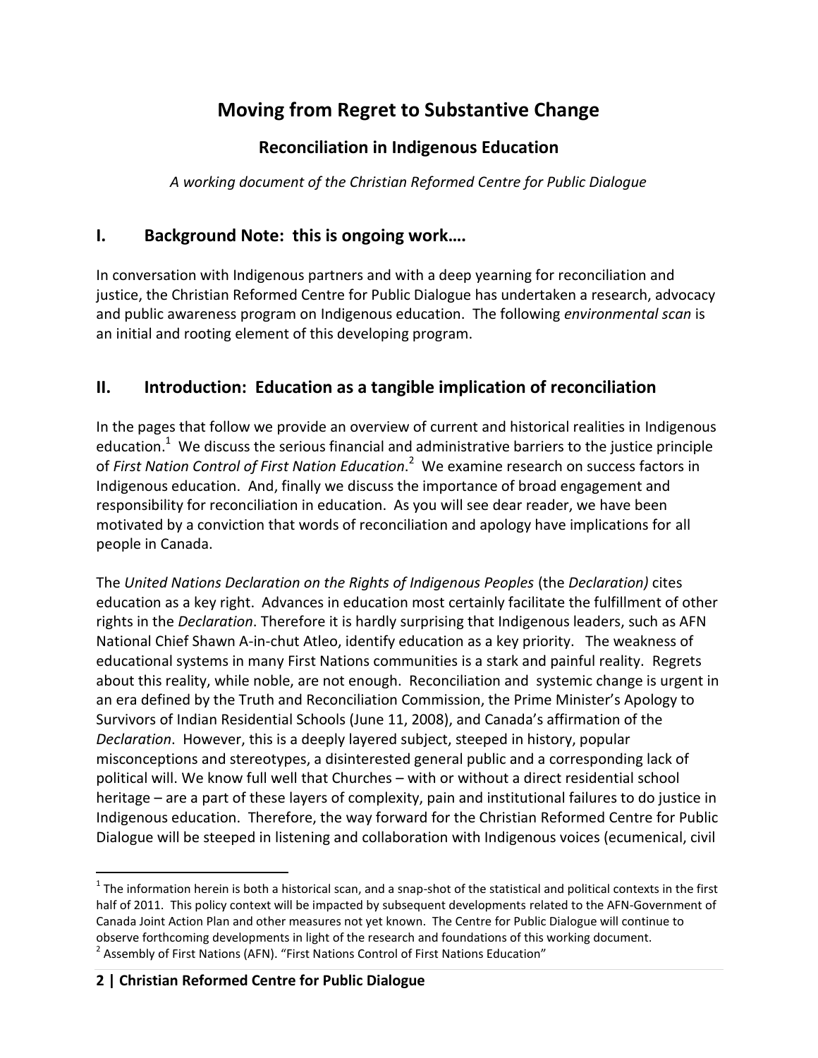# Moving from Regret to Substantive Change

## Reconciliation in Indigenous Education

*A working document of the Christian Reformed Centre for Public Dialogue*

## I. Background Note: this is ongoing work….

In conversation with Indigenous partners and with a deep yearning for reconciliation and justice, the Christian Reformed Centre for Public Dialogue has undertaken a research, advocacy and public awareness program on Indigenous education. The following *environmental scan* is an initial and rooting element of this developing program.

## II. Introduction: Education as a tangible implication of reconciliation

In the pages that follow we provide an overview of current and historical realities in Indigenous education.[1] We discuss the serious financial and administrative barriers to the justice principle of *First Nation Control of First Nation Education*.[2] We examine research on success factors in Indigenous education. And, finally we discuss the importance of broad engagement and responsibility for reconciliation in education. As you will see dear reader, we have been motivated by a conviction that words of reconciliation and apology have implications for all people in Canada.

The *United Nations Declaration on the Rights of Indigenous Peoples* (the *Declaration)* cites education as a key right. Advances in education most certainly facilitate the fulfillment of other rights in the *Declaration*. Therefore it is hardly surprising that Indigenous leaders, such as AFN National Chief Shawn A-in-chut Atleo, identify education as a key priority. The weakness of educational systems in many First Nations communities is a stark and painful reality. Regrets about this reality, while noble, are not enough. Reconciliation and systemic change is urgent in an era defined by the Truth and Reconciliation Commission, the Prime Minister's Apology to Survivors of Indian Residential Schools (June 11, 2008), and Canada's affirmation of the *Declaration*. However, this is a deeply layered subject, steeped in history, popular misconceptions and stereotypes, a disinterested general public and a corresponding lack of political will. We know full well that Churches – with or without a direct residential school heritage – are a part of these layers of complexity, pain and institutional failures to do justice in Indigenous education. Therefore, the way forward for the Christian Reformed Centre for Public Dialogue will be steeped in listening and collaboration with Indigenous voices (ecumenical, civil

---

[1] The information herein is both a historical scan, and a snap-shot of the statistical and political contexts in the first half of 2011. This policy context will be impacted by subsequent developments related to the AFN-Government of Canada Joint Action Plan and other measures not yet known. The Centre for Public Dialogue will continue to observe forthcoming developments in light of the research and foundations of this working document.

[2] Assembly of First Nations (AFN). "First Nations Control of First Nations Education"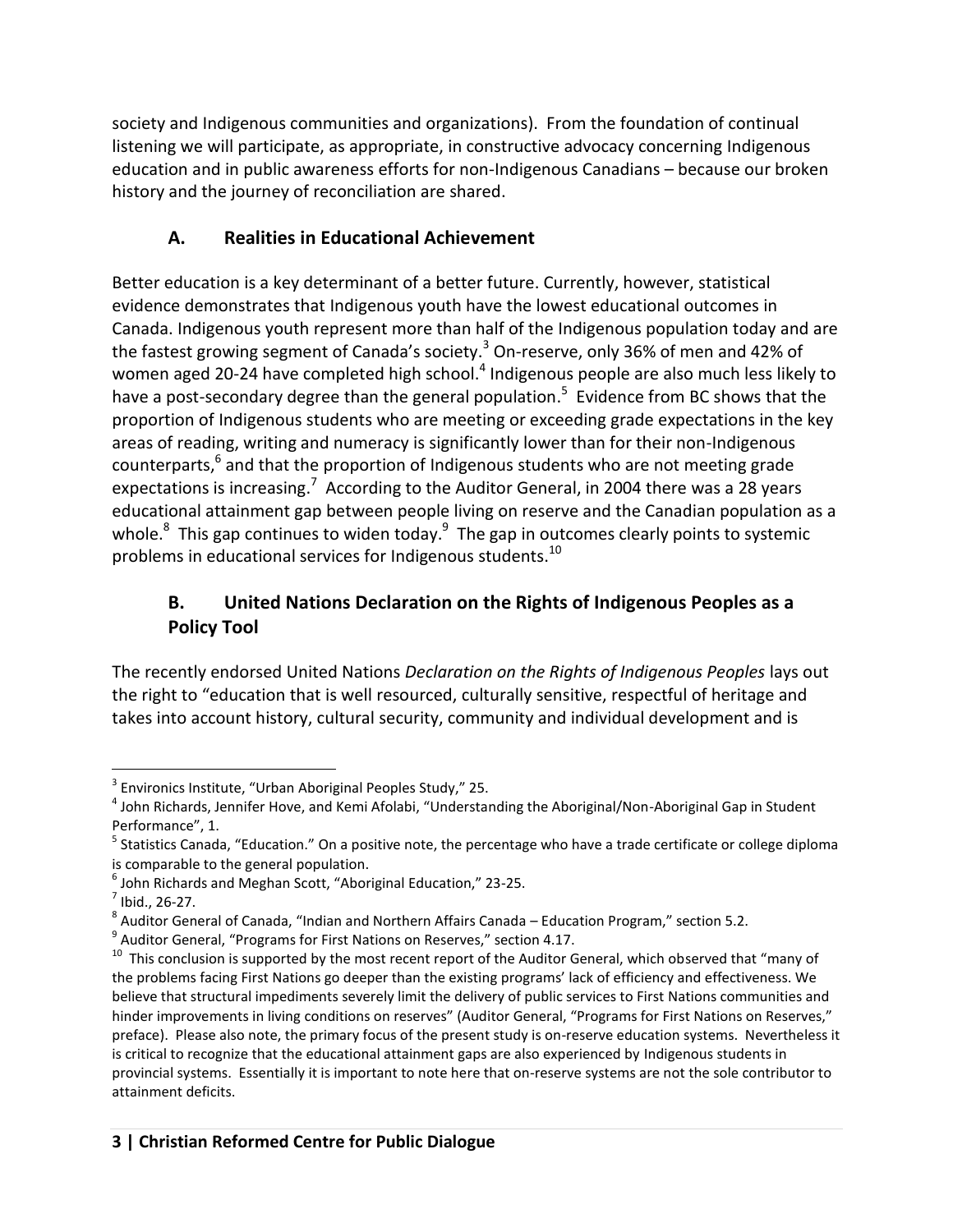society and Indigenous communities and organizations). From the foundation of continual listening we will participate, as appropriate, in constructive advocacy concerning Indigenous education and in public awareness efforts for non-Indigenous Canadians – because our broken history and the journey of reconciliation are shared.

## A. Realities in Educational Achievement

Better education is a key determinant of a better future. Currently, however, statistical evidence demonstrates that Indigenous youth have the lowest educational outcomes in Canada. Indigenous youth represent more than half of the Indigenous population today and are the fastest growing segment of Canada's society.[3] On-reserve, only 36% of men and 42% of women aged 20-24 have completed high school.[4] Indigenous people are also much less likely to have a post-secondary degree than the general population.[5] Evidence from BC shows that the proportion of Indigenous students who are meeting or exceeding grade expectations in the key areas of reading, writing and numeracy is significantly lower than for their non-Indigenous counterparts,[6] and that the proportion of Indigenous students who are not meeting grade expectations is increasing.[7] According to the Auditor General, in 2004 there was a 28 years educational attainment gap between people living on reserve and the Canadian population as a whole.[8] This gap continues to widen today.[9] The gap in outcomes clearly points to systemic problems in educational services for Indigenous students.[10]

## B. United Nations Declaration on the Rights of Indigenous Peoples as a Policy Tool

The recently endorsed United Nations *Declaration on the Rights of Indigenous Peoples* lays out the right to "education that is well resourced, culturally sensitive, respectful of heritage and takes into account history, cultural security, community and individual development and is

---

[3] Environics Institute, "Urban Aboriginal Peoples Study," 25.

[4] John Richards, Jennifer Hove, and Kemi Afolabi, "Understanding the Aboriginal/Non-Aboriginal Gap in Student Performance", 1.

[5] Statistics Canada, "Education." On a positive note, the percentage who have a trade certificate or college diploma is comparable to the general population.

[6] John Richards and Meghan Scott, "Aboriginal Education," 23-25.

[7] Ibid., 26-27.

[8] Auditor General of Canada, "Indian and Northern Affairs Canada – Education Program," section 5.2.

[9] Auditor General, "Programs for First Nations on Reserves," section 4.17.

[10] This conclusion is supported by the most recent report of the Auditor General, which observed that "many of the problems facing First Nations go deeper than the existing programs' lack of efficiency and effectiveness. We believe that structural impediments severely limit the delivery of public services to First Nations communities and hinder improvements in living conditions on reserves" (Auditor General, "Programs for First Nations on Reserves," preface). Please also note, the primary focus of the present study is on-reserve education systems. Nevertheless it is critical to recognize that the educational attainment gaps are also experienced by Indigenous students in provincial systems. Essentially it is important to note here that on-reserve systems are not the sole contributor to attainment deficits.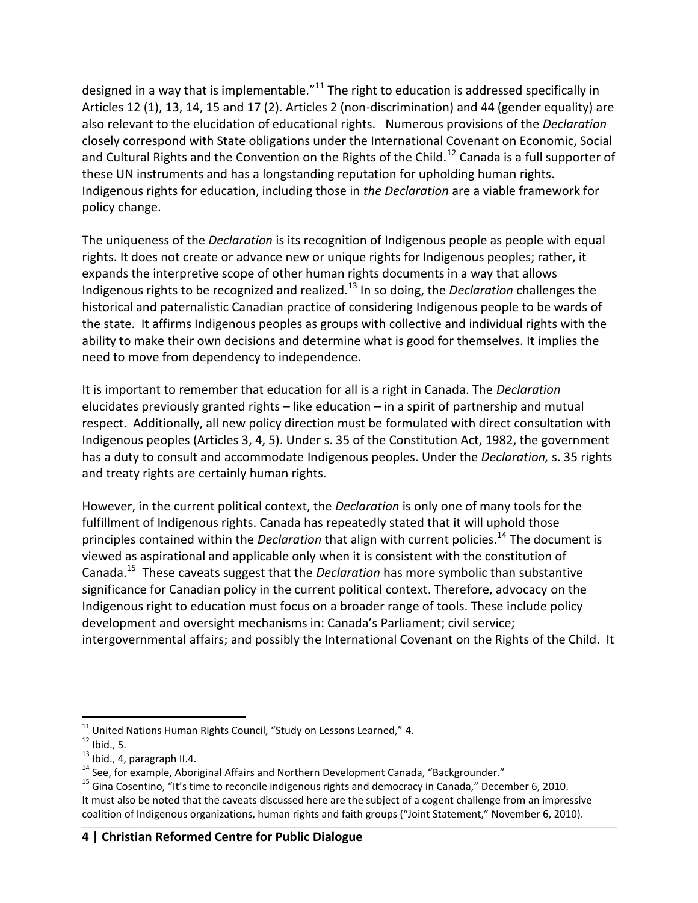designed in a way that is implementable."[11] The right to education is addressed specifically in Articles 12 (1), 13, 14, 15 and 17 (2). Articles 2 (non-discrimination) and 44 (gender equality) are also relevant to the elucidation of educational rights. Numerous provisions of the *Declaration* closely correspond with State obligations under the International Covenant on Economic, Social and Cultural Rights and the Convention on the Rights of the Child.[12] Canada is a full supporter of these UN instruments and has a longstanding reputation for upholding human rights. Indigenous rights for education, including those in *the Declaration* are a viable framework for policy change.

The uniqueness of the *Declaration* is its recognition of Indigenous people as people with equal rights. It does not create or advance new or unique rights for Indigenous peoples; rather, it expands the interpretive scope of other human rights documents in a way that allows Indigenous rights to be recognized and realized.[13] In so doing, the *Declaration* challenges the historical and paternalistic Canadian practice of considering Indigenous people to be wards of the state. It affirms Indigenous peoples as groups with collective and individual rights with the ability to make their own decisions and determine what is good for themselves. It implies the need to move from dependency to independence.

It is important to remember that education for all is a right in Canada. The *Declaration* elucidates previously granted rights – like education – in a spirit of partnership and mutual respect. Additionally, all new policy direction must be formulated with direct consultation with Indigenous peoples (Articles 3, 4, 5). Under s. 35 of the Constitution Act, 1982, the government has a duty to consult and accommodate Indigenous peoples. Under the *Declaration,* s. 35 rights and treaty rights are certainly human rights.

However, in the current political context, the *Declaration* is only one of many tools for the fulfillment of Indigenous rights. Canada has repeatedly stated that it will uphold those principles contained within the *Declaration* that align with current policies.[14] The document is viewed as aspirational and applicable only when it is consistent with the constitution of Canada.[15] These caveats suggest that the *Declaration* has more symbolic than substantive significance for Canadian policy in the current political context. Therefore, advocacy on the Indigenous right to education must focus on a broader range of tools. These include policy development and oversight mechanisms in: Canada's Parliament; civil service; intergovernmental affairs; and possibly the International Covenant on the Rights of the Child. It

---

[11] United Nations Human Rights Council, "Study on Lessons Learned," 4.

[12] Ibid., 5.

[13] Ibid., 4, paragraph II.4.

[14] See, for example, Aboriginal Affairs and Northern Development Canada, "Backgrounder."

[15] Gina Cosentino, "It's time to reconcile indigenous rights and democracy in Canada," December 6, 2010. It must also be noted that the caveats discussed here are the subject of a cogent challenge from an impressive coalition of Indigenous organizations, human rights and faith groups ("Joint Statement," November 6, 2010).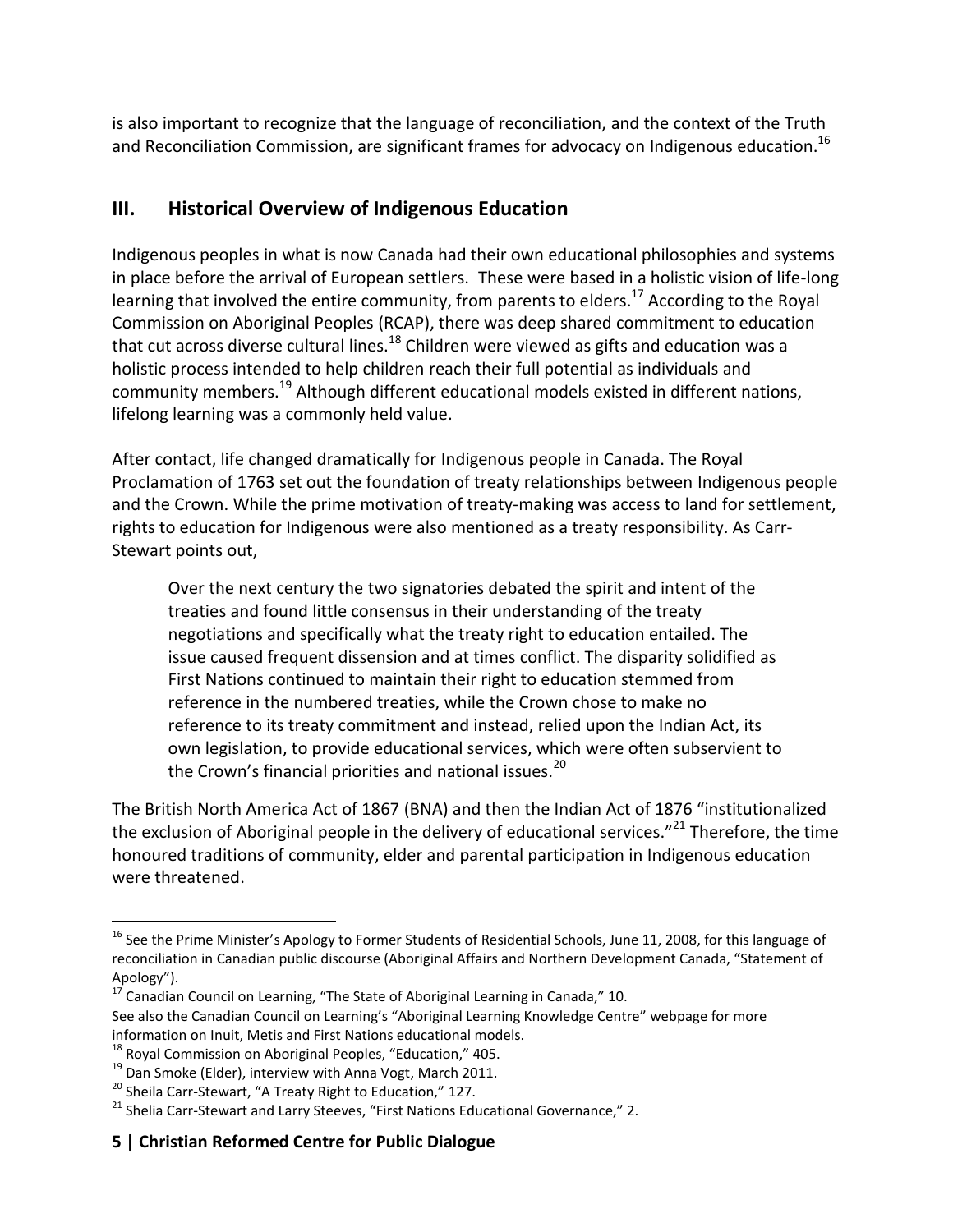is also important to recognize that the language of reconciliation, and the context of the Truth and Reconciliation Commission, are significant frames for advocacy on Indigenous education.[16]

## III. Historical Overview of Indigenous Education

Indigenous peoples in what is now Canada had their own educational philosophies and systems in place before the arrival of European settlers. These were based in a holistic vision of life-long learning that involved the entire community, from parents to elders.[17] According to the Royal Commission on Aboriginal Peoples (RCAP), there was deep shared commitment to education that cut across diverse cultural lines.[18] Children were viewed as gifts and education was a holistic process intended to help children reach their full potential as individuals and community members.[19] Although different educational models existed in different nations, lifelong learning was a commonly held value.

After contact, life changed dramatically for Indigenous people in Canada. The Royal Proclamation of 1763 set out the foundation of treaty relationships between Indigenous people and the Crown. While the prime motivation of treaty-making was access to land for settlement, rights to education for Indigenous were also mentioned as a treaty responsibility. As Carr-Stewart points out,

> Over the next century the two signatories debated the spirit and intent of the treaties and found little consensus in their understanding of the treaty negotiations and specifically what the treaty right to education entailed. The issue caused frequent dissension and at times conflict. The disparity solidified as First Nations continued to maintain their right to education stemmed from reference in the numbered treaties, while the Crown chose to make no reference to its treaty commitment and instead, relied upon the Indian Act, its own legislation, to provide educational services, which were often subservient to the Crown's financial priorities and national issues.[20]

The British North America Act of 1867 (BNA) and then the Indian Act of 1876 "institutionalized the exclusion of Aboriginal people in the delivery of educational services."[21] Therefore, the time honoured traditions of community, elder and parental participation in Indigenous education were threatened.

---

[16] See the Prime Minister's Apology to Former Students of Residential Schools, June 11, 2008, for this language of reconciliation in Canadian public discourse (Aboriginal Affairs and Northern Development Canada, "Statement of Apology").

[17] Canadian Council on Learning, "The State of Aboriginal Learning in Canada," 10.
See also the Canadian Council on Learning's "Aboriginal Learning Knowledge Centre" webpage for more information on Inuit, Metis and First Nations educational models.

[18] Royal Commission on Aboriginal Peoples, "Education," 405.

[19] Dan Smoke (Elder), interview with Anna Vogt, March 2011.

[20] Sheila Carr-Stewart, "A Treaty Right to Education," 127.

[21] Shelia Carr-Stewart and Larry Steeves, "First Nations Educational Governance," 2.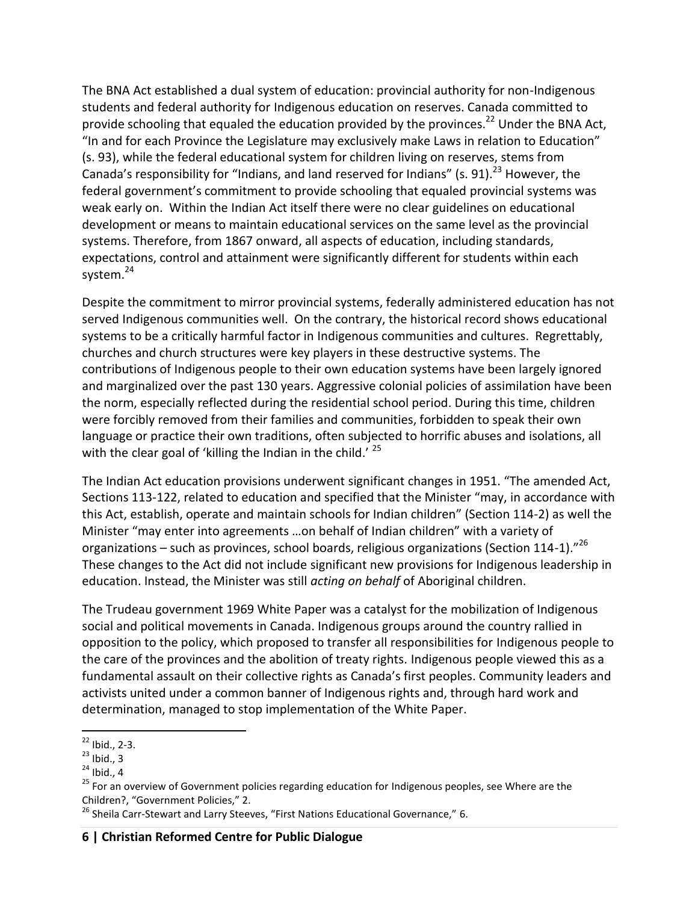The BNA Act established a dual system of education: provincial authority for non-Indigenous students and federal authority for Indigenous education on reserves. Canada committed to provide schooling that equaled the education provided by the provinces.[22] Under the BNA Act, "In and for each Province the Legislature may exclusively make Laws in relation to Education" (s. 93), while the federal educational system for children living on reserves, stems from Canada's responsibility for "Indians, and land reserved for Indians" (s. 91).[23] However, the federal government's commitment to provide schooling that equaled provincial systems was weak early on. Within the Indian Act itself there were no clear guidelines on educational development or means to maintain educational services on the same level as the provincial systems. Therefore, from 1867 onward, all aspects of education, including standards, expectations, control and attainment were significantly different for students within each system.[24]

Despite the commitment to mirror provincial systems, federally administered education has not served Indigenous communities well. On the contrary, the historical record shows educational systems to be a critically harmful factor in Indigenous communities and cultures. Regrettably, churches and church structures were key players in these destructive systems. The contributions of Indigenous people to their own education systems have been largely ignored and marginalized over the past 130 years. Aggressive colonial policies of assimilation have been the norm, especially reflected during the residential school period. During this time, children were forcibly removed from their families and communities, forbidden to speak their own language or practice their own traditions, often subjected to horrific abuses and isolations, all with the clear goal of 'killing the Indian in the child.'[25]

The Indian Act education provisions underwent significant changes in 1951. "The amended Act, Sections 113-122, related to education and specified that the Minister "may, in accordance with this Act, establish, operate and maintain schools for Indian children" (Section 114-2) as well the Minister "may enter into agreements …on behalf of Indian children" with a variety of organizations – such as provinces, school boards, religious organizations (Section 114-1)."[26] These changes to the Act did not include significant new provisions for Indigenous leadership in education. Instead, the Minister was still *acting on behalf* of Aboriginal children.

The Trudeau government 1969 White Paper was a catalyst for the mobilization of Indigenous social and political movements in Canada. Indigenous groups around the country rallied in opposition to the policy, which proposed to transfer all responsibilities for Indigenous people to the care of the provinces and the abolition of treaty rights. Indigenous people viewed this as a fundamental assault on their collective rights as Canada's first peoples. Community leaders and activists united under a common banner of Indigenous rights and, through hard work and determination, managed to stop implementation of the White Paper.

---

[22] Ibid., 2-3.

[23] Ibid., 3

[24] Ibid., 4

[25] For an overview of Government policies regarding education for Indigenous peoples, see Where are the Children?, "Government Policies," 2.

[26] Sheila Carr-Stewart and Larry Steeves, "First Nations Educational Governance," 6.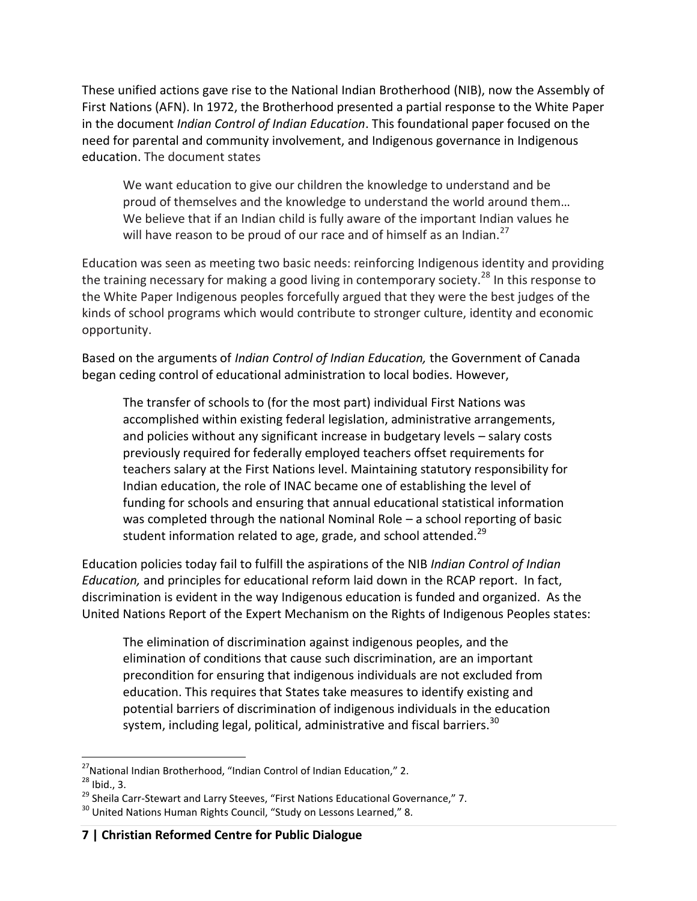These unified actions gave rise to the National Indian Brotherhood (NIB), now the Assembly of First Nations (AFN). In 1972, the Brotherhood presented a partial response to the White Paper in the document *Indian Control of Indian Education*. This foundational paper focused on the need for parental and community involvement, and Indigenous governance in Indigenous education. The document states

> We want education to give our children the knowledge to understand and be proud of themselves and the knowledge to understand the world around them… We believe that if an Indian child is fully aware of the important Indian values he will have reason to be proud of our race and of himself as an Indian.[27]

Education was seen as meeting two basic needs: reinforcing Indigenous identity and providing the training necessary for making a good living in contemporary society.[28] In this response to the White Paper Indigenous peoples forcefully argued that they were the best judges of the kinds of school programs which would contribute to stronger culture, identity and economic opportunity.

Based on the arguments of *Indian Control of Indian Education,* the Government of Canada began ceding control of educational administration to local bodies. However,

> The transfer of schools to (for the most part) individual First Nations was accomplished within existing federal legislation, administrative arrangements, and policies without any significant increase in budgetary levels – salary costs previously required for federally employed teachers offset requirements for teachers salary at the First Nations level. Maintaining statutory responsibility for Indian education, the role of INAC became one of establishing the level of funding for schools and ensuring that annual educational statistical information was completed through the national Nominal Role – a school reporting of basic student information related to age, grade, and school attended.[29]

Education policies today fail to fulfill the aspirations of the NIB *Indian Control of Indian Education,* and principles for educational reform laid down in the RCAP report. In fact, discrimination is evident in the way Indigenous education is funded and organized. As the United Nations Report of the Expert Mechanism on the Rights of Indigenous Peoples states:

> The elimination of discrimination against indigenous peoples, and the elimination of conditions that cause such discrimination, are an important precondition for ensuring that indigenous individuals are not excluded from education. This requires that States take measures to identify existing and potential barriers of discrimination of indigenous individuals in the education system, including legal, political, administrative and fiscal barriers.[30]

---

[27] National Indian Brotherhood, "Indian Control of Indian Education," 2.

[28] Ibid., 3.

[29] Sheila Carr-Stewart and Larry Steeves, "First Nations Educational Governance," 7.

[30] United Nations Human Rights Council, "Study on Lessons Learned," 8.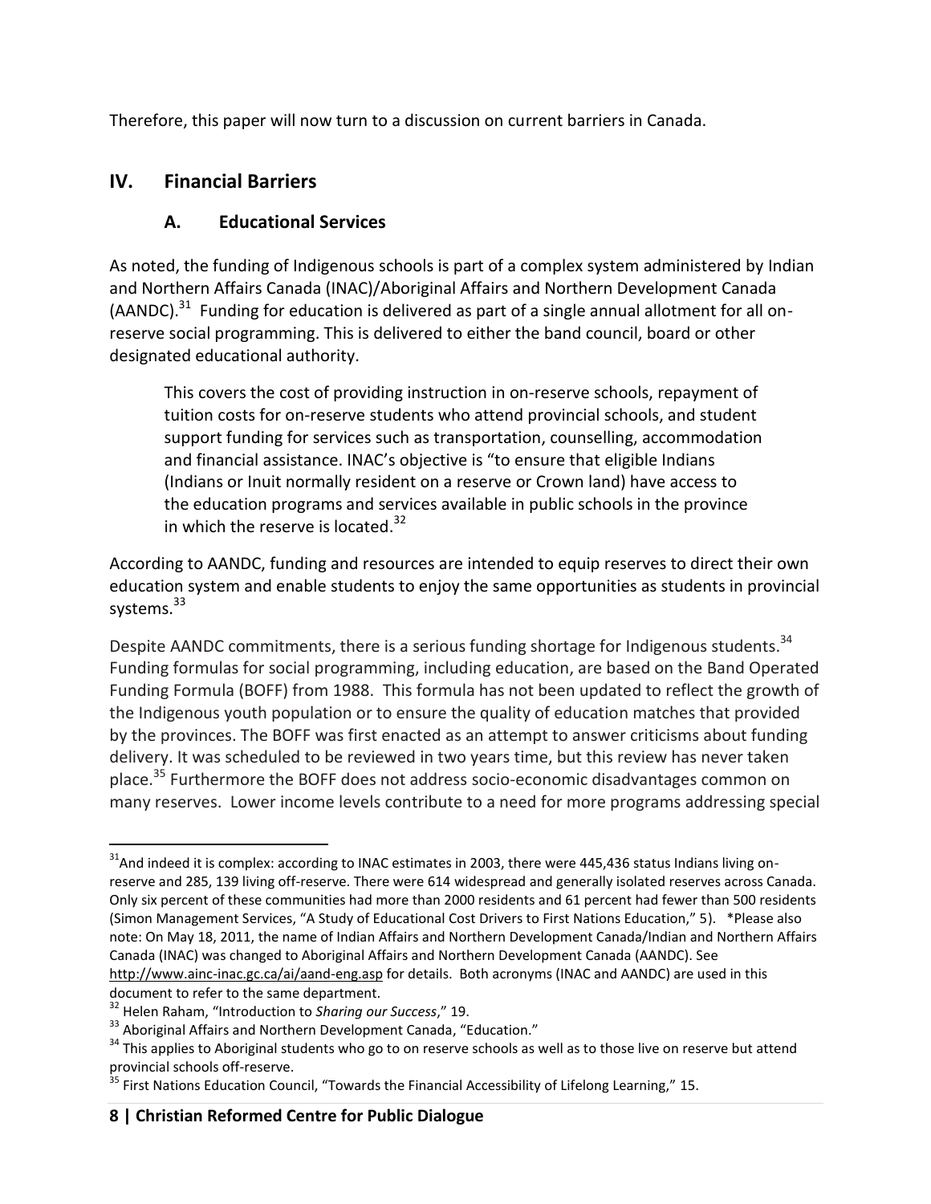Therefore, this paper will now turn to a discussion on current barriers in Canada.

## IV. Financial Barriers

### A. Educational Services

As noted, the funding of Indigenous schools is part of a complex system administered by Indian and Northern Affairs Canada (INAC)/Aboriginal Affairs and Northern Development Canada (AANDC).[31] Funding for education is delivered as part of a single annual allotment for all on-reserve social programming. This is delivered to either the band council, board or other designated educational authority.

> This covers the cost of providing instruction in on-reserve schools, repayment of tuition costs for on-reserve students who attend provincial schools, and student support funding for services such as transportation, counselling, accommodation and financial assistance. INAC's objective is "to ensure that eligible Indians (Indians or Inuit normally resident on a reserve or Crown land) have access to the education programs and services available in public schools in the province in which the reserve is located.[32]

According to AANDC, funding and resources are intended to equip reserves to direct their own education system and enable students to enjoy the same opportunities as students in provincial systems.[33]

Despite AANDC commitments, there is a serious funding shortage for Indigenous students.[34] Funding formulas for social programming, including education, are based on the Band Operated Funding Formula (BOFF) from 1988. This formula has not been updated to reflect the growth of the Indigenous youth population or to ensure the quality of education matches that provided by the provinces. The BOFF was first enacted as an attempt to answer criticisms about funding delivery. It was scheduled to be reviewed in two years time, but this review has never taken place.[35] Furthermore the BOFF does not address socio-economic disadvantages common on many reserves. Lower income levels contribute to a need for more programs addressing special

---

[31] And indeed it is complex: according to INAC estimates in 2003, there were 445,436 status Indians living on-reserve and 285, 139 living off-reserve. There were 614 widespread and generally isolated reserves across Canada. Only six percent of these communities had more than 2000 residents and 61 percent had fewer than 500 residents (Simon Management Services, "A Study of Educational Cost Drivers to First Nations Education," 5). *Please also note: On May 18, 2011, the name of Indian Affairs and Northern Development Canada/Indian and Northern Affairs Canada (INAC) was changed to Aboriginal Affairs and Northern Development Canada (AANDC). See http://www.ainc-inac.gc.ca/ai/aand-eng.asp for details. Both acronyms (INAC and AANDC) are used in this document to refer to the same department.

[32] Helen Raham, "Introduction to *Sharing our Success*," 19.

[33] Aboriginal Affairs and Northern Development Canada, "Education."

[34] This applies to Aboriginal students who go to on reserve schools as well as to those live on reserve but attend provincial schools off-reserve.

[35] First Nations Education Council, "Towards the Financial Accessibility of Lifelong Learning," 15.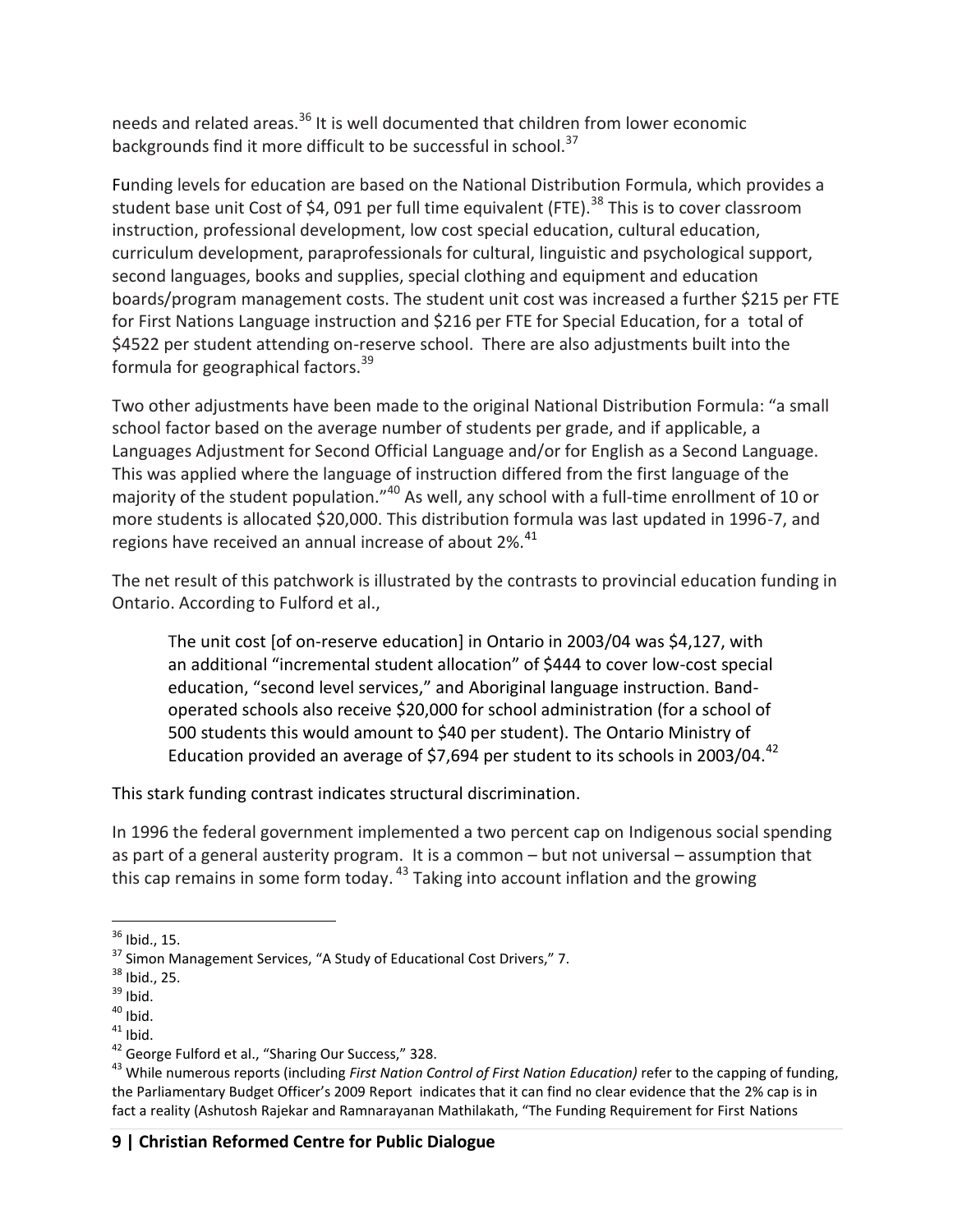needs and related areas.[36] It is well documented that children from lower economic backgrounds find it more difficult to be successful in school.[37]

Funding levels for education are based on the National Distribution Formula, which provides a student base unit Cost of $4, 091 per full time equivalent (FTE).[38] This is to cover classroom instruction, professional development, low cost special education, cultural education, curriculum development, paraprofessionals for cultural, linguistic and psychological support, second languages, books and supplies, special clothing and equipment and education boards/program management costs. The student unit cost was increased a further $215 per FTE for First Nations Language instruction and $216 per FTE for Special Education, for a total of $4522 per student attending on-reserve school. There are also adjustments built into the formula for geographical factors.[39]

Two other adjustments have been made to the original National Distribution Formula: "a small school factor based on the average number of students per grade, and if applicable, a Languages Adjustment for Second Official Language and/or for English as a Second Language. This was applied where the language of instruction differed from the first language of the majority of the student population."[40] As well, any school with a full-time enrollment of 10 or more students is allocated $20,000. This distribution formula was last updated in 1996-7, and regions have received an annual increase of about 2%.[41]

The net result of this patchwork is illustrated by the contrasts to provincial education funding in Ontario. According to Fulford et al.,

> The unit cost [of on-reserve education] in Ontario in 2003/04 was $4,127, with an additional "incremental student allocation" of $444 to cover low-cost special education, "second level services," and Aboriginal language instruction. Band-operated schools also receive $20,000 for school administration (for a school of 500 students this would amount to $40 per student). The Ontario Ministry of Education provided an average of $7,694 per student to its schools in 2003/04.[42]

This stark funding contrast indicates structural discrimination.

In 1996 the federal government implemented a two percent cap on Indigenous social spending as part of a general austerity program. It is a common – but not universal – assumption that this cap remains in some form today.[43] Taking into account inflation and the growing

---

[36] Ibid., 15.

[37] Simon Management Services, "A Study of Educational Cost Drivers," 7.

[38] Ibid., 25.

[39] Ibid.

[40] Ibid.

[41] Ibid.

[42] George Fulford et al., "Sharing Our Success," 328.

[43] While numerous reports (including *First Nation Control of First Nation Education)* refer to the capping of funding, the Parliamentary Budget Officer's 2009 Report indicates that it can find no clear evidence that the 2% cap is in fact a reality (Ashutosh Rajekar and Ramnarayanan Mathilakath, "The Funding Requirement for First Nations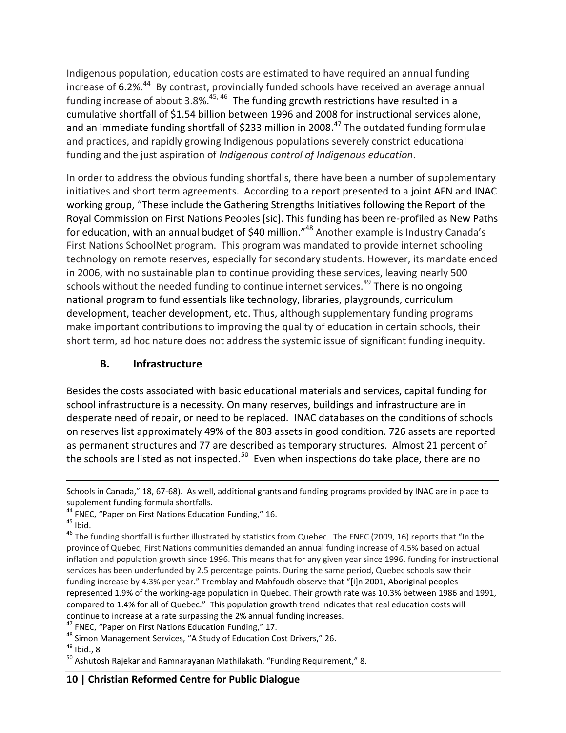Indigenous population, education costs are estimated to have required an annual funding increase of 6.2%.[44] By contrast, provincially funded schools have received an average annual funding increase of about 3.8%.[45, 46] The funding growth restrictions have resulted in a cumulative shortfall of $1.54 billion between 1996 and 2008 for instructional services alone, and an immediate funding shortfall of $233 million in 2008.[47] The outdated funding formulae and practices, and rapidly growing Indigenous populations severely constrict educational funding and the just aspiration of *Indigenous control of Indigenous education*.

In order to address the obvious funding shortfalls, there have been a number of supplementary initiatives and short term agreements. According to a report presented to a joint AFN and INAC working group, "These include the Gathering Strengths Initiatives following the Report of the Royal Commission on First Nations Peoples [sic]. This funding has been re-profiled as New Paths for education, with an annual budget of $40 million."[48] Another example is Industry Canada's First Nations SchoolNet program. This program was mandated to provide internet schooling technology on remote reserves, especially for secondary students. However, its mandate ended in 2006, with no sustainable plan to continue providing these services, leaving nearly 500 schools without the needed funding to continue internet services.[49] There is no ongoing national program to fund essentials like technology, libraries, playgrounds, curriculum development, teacher development, etc. Thus, although supplementary funding programs make important contributions to improving the quality of education in certain schools, their short term, ad hoc nature does not address the systemic issue of significant funding inequity.

## B. Infrastructure

Besides the costs associated with basic educational materials and services, capital funding for school infrastructure is a necessity. On many reserves, buildings and infrastructure are in desperate need of repair, or need to be replaced. INAC databases on the conditions of schools on reserves list approximately 49% of the 803 assets in good condition. 726 assets are reported as permanent structures and 77 are described as temporary structures. Almost 21 percent of the schools are listed as not inspected.[50] Even when inspections do take place, there are no

---

Schools in Canada," 18, 67-68). As well, additional grants and funding programs provided by INAC are in place to supplement funding formula shortfalls.

[44] FNEC, "Paper on First Nations Education Funding," 16.

[45] Ibid.

[46] The funding shortfall is further illustrated by statistics from Quebec. The FNEC (2009, 16) reports that "In the province of Quebec, First Nations communities demanded an annual funding increase of 4.5% based on actual inflation and population growth since 1996. This means that for any given year since 1996, funding for instructional services has been underfunded by 2.5 percentage points. During the same period, Quebec schools saw their funding increase by 4.3% per year." Tremblay and Mahfoudh observe that "[i]n 2001, Aboriginal peoples represented 1.9% of the working-age population in Quebec. Their growth rate was 10.3% between 1986 and 1991, compared to 1.4% for all of Quebec." This population growth trend indicates that real education costs will continue to increase at a rate surpassing the 2% annual funding increases.

[47] FNEC, "Paper on First Nations Education Funding," 17.

[48] Simon Management Services, "A Study of Education Cost Drivers," 26.

[49] Ibid., 8

[50] Ashutosh Rajekar and Ramnarayanan Mathilakath, "Funding Requirement," 8.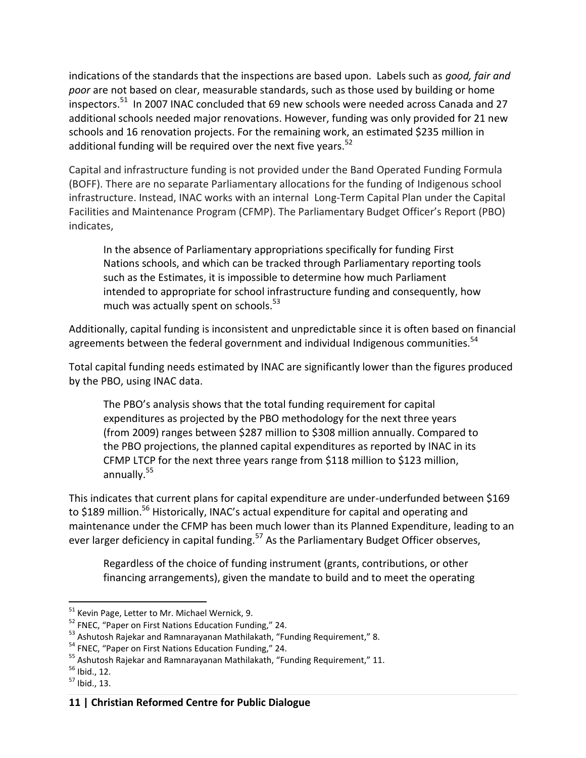indications of the standards that the inspections are based upon. Labels such as *good, fair and poor* are not based on clear, measurable standards, such as those used by building or home inspectors.[51] In 2007 INAC concluded that 69 new schools were needed across Canada and 27 additional schools needed major renovations. However, funding was only provided for 21 new schools and 16 renovation projects. For the remaining work, an estimated $235 million in additional funding will be required over the next five years.[52]

Capital and infrastructure funding is not provided under the Band Operated Funding Formula (BOFF). There are no separate Parliamentary allocations for the funding of Indigenous school infrastructure. Instead, INAC works with an internal Long-Term Capital Plan under the Capital Facilities and Maintenance Program (CFMP). The Parliamentary Budget Officer's Report (PBO) indicates,

> In the absence of Parliamentary appropriations specifically for funding First Nations schools, and which can be tracked through Parliamentary reporting tools such as the Estimates, it is impossible to determine how much Parliament intended to appropriate for school infrastructure funding and consequently, how much was actually spent on schools.[53]

Additionally, capital funding is inconsistent and unpredictable since it is often based on financial agreements between the federal government and individual Indigenous communities.[54]

Total capital funding needs estimated by INAC are significantly lower than the figures produced by the PBO, using INAC data.

> The PBO's analysis shows that the total funding requirement for capital expenditures as projected by the PBO methodology for the next three years (from 2009) ranges between $287 million to $308 million annually. Compared to the PBO projections, the planned capital expenditures as reported by INAC in its CFMP LTCP for the next three years range from $118 million to $123 million, annually.[55]

This indicates that current plans for capital expenditure are under-underfunded between $169 to $189 million.[56] Historically, INAC's actual expenditure for capital and operating and maintenance under the CFMP has been much lower than its Planned Expenditure, leading to an ever larger deficiency in capital funding.[57] As the Parliamentary Budget Officer observes,

> Regardless of the choice of funding instrument (grants, contributions, or other financing arrangements), given the mandate to build and to meet the operating

---

[51] Kevin Page, Letter to Mr. Michael Wernick, 9.

[52] FNEC, "Paper on First Nations Education Funding," 24.

[53] Ashutosh Rajekar and Ramnarayanan Mathilakath, "Funding Requirement," 8.

[54] FNEC, "Paper on First Nations Education Funding," 24.

[55] Ashutosh Rajekar and Ramnarayanan Mathilakath, "Funding Requirement," 11.

[56] Ibid., 12.

[57] Ibid., 13.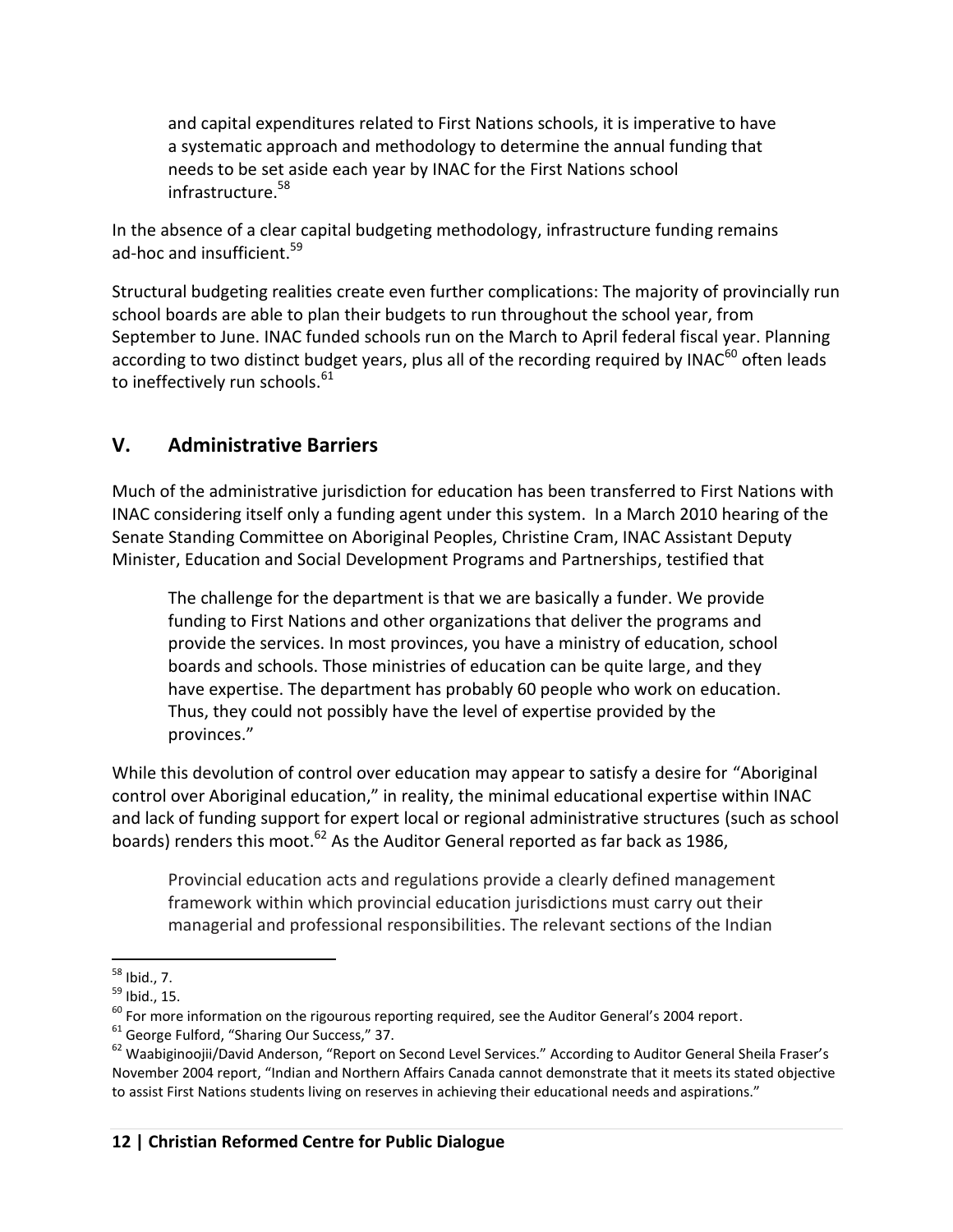> and capital expenditures related to First Nations schools, it is imperative to have a systematic approach and methodology to determine the annual funding that needs to be set aside each year by INAC for the First Nations school infrastructure.[58]

In the absence of a clear capital budgeting methodology, infrastructure funding remains ad-hoc and insufficient.[59]

Structural budgeting realities create even further complications: The majority of provincially run school boards are able to plan their budgets to run throughout the school year, from September to June. INAC funded schools run on the March to April federal fiscal year. Planning according to two distinct budget years, plus all of the recording required by INAC[60] often leads to ineffectively run schools.[61]

## V. Administrative Barriers

Much of the administrative jurisdiction for education has been transferred to First Nations with INAC considering itself only a funding agent under this system. In a March 2010 hearing of the Senate Standing Committee on Aboriginal Peoples, Christine Cram, INAC Assistant Deputy Minister, Education and Social Development Programs and Partnerships, testified that

> The challenge for the department is that we are basically a funder. We provide funding to First Nations and other organizations that deliver the programs and provide the services. In most provinces, you have a ministry of education, school boards and schools. Those ministries of education can be quite large, and they have expertise. The department has probably 60 people who work on education. Thus, they could not possibly have the level of expertise provided by the provinces."

While this devolution of control over education may appear to satisfy a desire for "Aboriginal control over Aboriginal education," in reality, the minimal educational expertise within INAC and lack of funding support for expert local or regional administrative structures (such as school boards) renders this moot.[62] As the Auditor General reported as far back as 1986,

> Provincial education acts and regulations provide a clearly defined management framework within which provincial education jurisdictions must carry out their managerial and professional responsibilities. The relevant sections of the Indian

---

[58] Ibid., 7.

[59] Ibid., 15.

[60] For more information on the rigourous reporting required, see the Auditor General's 2004 report.

[61] George Fulford, "Sharing Our Success," 37.

[62] Waabiginoojii/David Anderson, "Report on Second Level Services." According to Auditor General Sheila Fraser's November 2004 report, "Indian and Northern Affairs Canada cannot demonstrate that it meets its stated objective to assist First Nations students living on reserves in achieving their educational needs and aspirations."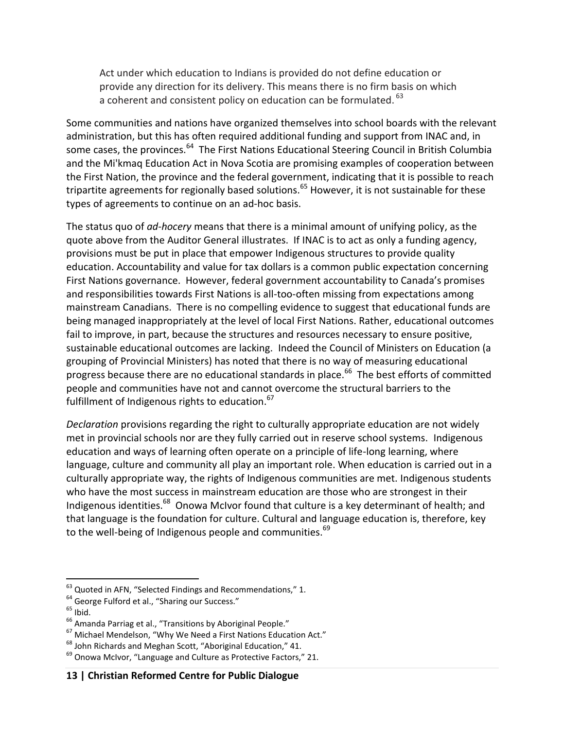> Act under which education to Indians is provided do not define education or provide any direction for its delivery. This means there is no firm basis on which a coherent and consistent policy on education can be formulated.[63]

Some communities and nations have organized themselves into school boards with the relevant administration, but this has often required additional funding and support from INAC and, in some cases, the provinces.[64] The First Nations Educational Steering Council in British Columbia and the Mi'kmaq Education Act in Nova Scotia are promising examples of cooperation between the First Nation, the province and the federal government, indicating that it is possible to reach tripartite agreements for regionally based solutions.[65] However, it is not sustainable for these types of agreements to continue on an ad-hoc basis.

The status quo of *ad-hocery* means that there is a minimal amount of unifying policy, as the quote above from the Auditor General illustrates. If INAC is to act as only a funding agency, provisions must be put in place that empower Indigenous structures to provide quality education. Accountability and value for tax dollars is a common public expectation concerning First Nations governance. However, federal government accountability to Canada's promises and responsibilities towards First Nations is all-too-often missing from expectations among mainstream Canadians. There is no compelling evidence to suggest that educational funds are being managed inappropriately at the level of local First Nations. Rather, educational outcomes fail to improve, in part, because the structures and resources necessary to ensure positive, sustainable educational outcomes are lacking. Indeed the Council of Ministers on Education (a grouping of Provincial Ministers) has noted that there is no way of measuring educational progress because there are no educational standards in place.[66] The best efforts of committed people and communities have not and cannot overcome the structural barriers to the fulfillment of Indigenous rights to education.[67]

*Declaration* provisions regarding the right to culturally appropriate education are not widely met in provincial schools nor are they fully carried out in reserve school systems. Indigenous education and ways of learning often operate on a principle of life-long learning, where language, culture and community all play an important role. When education is carried out in a culturally appropriate way, the rights of Indigenous communities are met. Indigenous students who have the most success in mainstream education are those who are strongest in their Indigenous identities.[68] Onowa McIvor found that culture is a key determinant of health; and that language is the foundation for culture. Cultural and language education is, therefore, key to the well-being of Indigenous people and communities.[69]

---

[63] Quoted in AFN, "Selected Findings and Recommendations," 1.

[64] George Fulford et al., "Sharing our Success."

[65] Ibid.

[66] Amanda Parriag et al., "Transitions by Aboriginal People."

[67] Michael Mendelson, "Why We Need a First Nations Education Act."

[68] John Richards and Meghan Scott, "Aboriginal Education," 41.

[69] Onowa McIvor, "Language and Culture as Protective Factors," 21.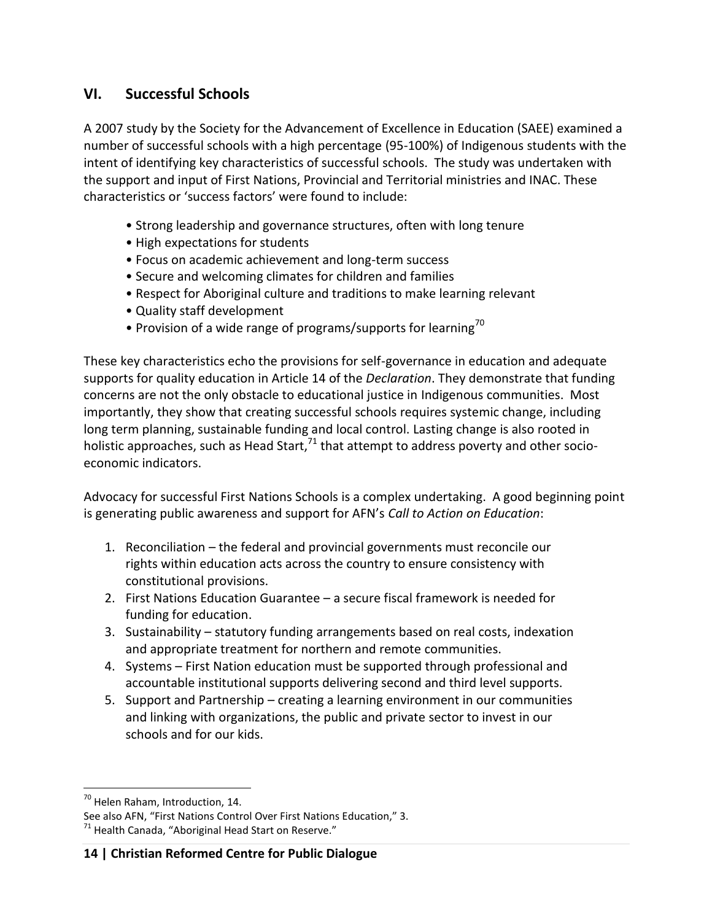## VI. Successful Schools

A 2007 study by the Society for the Advancement of Excellence in Education (SAEE) examined a number of successful schools with a high percentage (95-100%) of Indigenous students with the intent of identifying key characteristics of successful schools. The study was undertaken with the support and input of First Nations, Provincial and Territorial ministries and INAC. These characteristics or 'success factors' were found to include:

- Strong leadership and governance structures, often with long tenure
- High expectations for students
- Focus on academic achievement and long-term success
- Secure and welcoming climates for children and families
- Respect for Aboriginal culture and traditions to make learning relevant
- Quality staff development
- Provision of a wide range of programs/supports for learning[70]

These key characteristics echo the provisions for self-governance in education and adequate supports for quality education in Article 14 of the *Declaration*. They demonstrate that funding concerns are not the only obstacle to educational justice in Indigenous communities. Most importantly, they show that creating successful schools requires systemic change, including long term planning, sustainable funding and local control. Lasting change is also rooted in holistic approaches, such as Head Start,[71] that attempt to address poverty and other socio-economic indicators.

Advocacy for successful First Nations Schools is a complex undertaking. A good beginning point is generating public awareness and support for AFN's *Call to Action on Education*:

1. Reconciliation – the federal and provincial governments must reconcile our rights within education acts across the country to ensure consistency with constitutional provisions.
2. First Nations Education Guarantee – a secure fiscal framework is needed for funding for education.
3. Sustainability – statutory funding arrangements based on real costs, indexation and appropriate treatment for northern and remote communities.
4. Systems – First Nation education must be supported through professional and accountable institutional supports delivering second and third level supports.
5. Support and Partnership – creating a learning environment in our communities and linking with organizations, the public and private sector to invest in our schools and for our kids.

---

[70] Helen Raham, Introduction, 14.
See also AFN, "First Nations Control Over First Nations Education," 3.
[71] Health Canada, "Aboriginal Head Start on Reserve."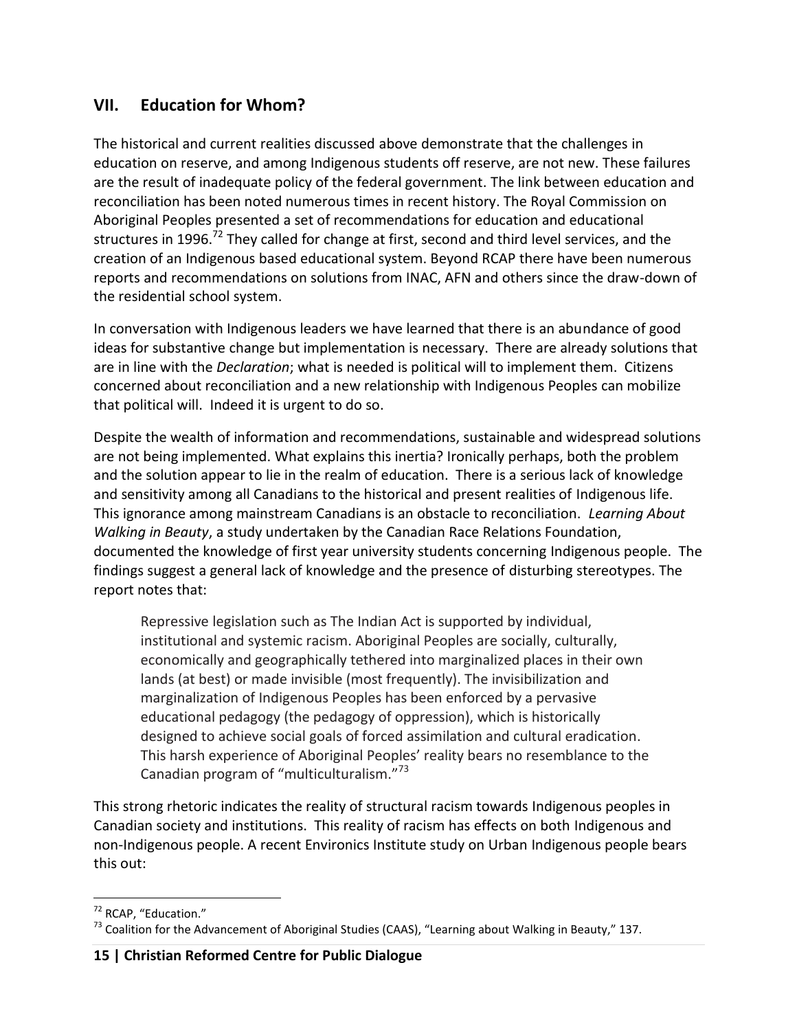## VII. Education for Whom?

The historical and current realities discussed above demonstrate that the challenges in education on reserve, and among Indigenous students off reserve, are not new. These failures are the result of inadequate policy of the federal government. The link between education and reconciliation has been noted numerous times in recent history. The Royal Commission on Aboriginal Peoples presented a set of recommendations for education and educational structures in 1996.[72] They called for change at first, second and third level services, and the creation of an Indigenous based educational system. Beyond RCAP there have been numerous reports and recommendations on solutions from INAC, AFN and others since the draw-down of the residential school system.

In conversation with Indigenous leaders we have learned that there is an abundance of good ideas for substantive change but implementation is necessary. There are already solutions that are in line with the *Declaration*; what is needed is political will to implement them. Citizens concerned about reconciliation and a new relationship with Indigenous Peoples can mobilize that political will. Indeed it is urgent to do so.

Despite the wealth of information and recommendations, sustainable and widespread solutions are not being implemented. What explains this inertia? Ironically perhaps, both the problem and the solution appear to lie in the realm of education. There is a serious lack of knowledge and sensitivity among all Canadians to the historical and present realities of Indigenous life. This ignorance among mainstream Canadians is an obstacle to reconciliation. *Learning About Walking in Beauty*, a study undertaken by the Canadian Race Relations Foundation, documented the knowledge of first year university students concerning Indigenous people. The findings suggest a general lack of knowledge and the presence of disturbing stereotypes. The report notes that:

> Repressive legislation such as The Indian Act is supported by individual, institutional and systemic racism. Aboriginal Peoples are socially, culturally, economically and geographically tethered into marginalized places in their own lands (at best) or made invisible (most frequently). The invisibilization and marginalization of Indigenous Peoples has been enforced by a pervasive educational pedagogy (the pedagogy of oppression), which is historically designed to achieve social goals of forced assimilation and cultural eradication. This harsh experience of Aboriginal Peoples' reality bears no resemblance to the Canadian program of "multiculturalism."[73]

This strong rhetoric indicates the reality of structural racism towards Indigenous peoples in Canadian society and institutions. This reality of racism has effects on both Indigenous and non-Indigenous people. A recent Environics Institute study on Urban Indigenous people bears this out:

---

[72] RCAP, "Education."

[73] Coalition for the Advancement of Aboriginal Studies (CAAS), "Learning about Walking in Beauty," 137.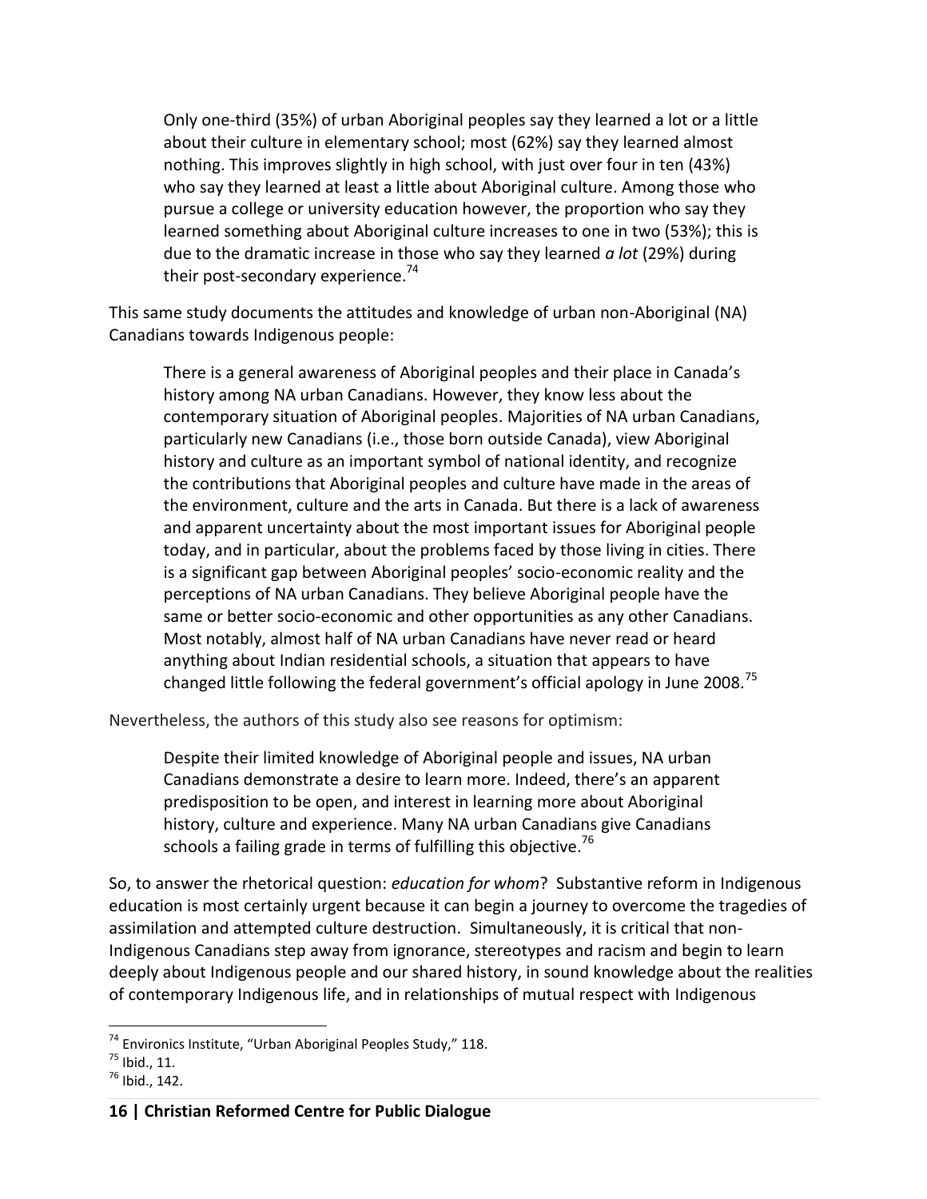> Only one-third (35%) of urban Aboriginal peoples say they learned a lot or a little about their culture in elementary school; most (62%) say they learned almost nothing. This improves slightly in high school, with just over four in ten (43%) who say they learned at least a little about Aboriginal culture. Among those who pursue a college or university education however, the proportion who say they learned something about Aboriginal culture increases to one in two (53%); this is due to the dramatic increase in those who say they learned *a lot* (29%) during their post-secondary experience.[74]

This same study documents the attitudes and knowledge of urban non-Aboriginal (NA) Canadians towards Indigenous people:

> There is a general awareness of Aboriginal peoples and their place in Canada's history among NA urban Canadians. However, they know less about the contemporary situation of Aboriginal peoples. Majorities of NA urban Canadians, particularly new Canadians (i.e., those born outside Canada), view Aboriginal history and culture as an important symbol of national identity, and recognize the contributions that Aboriginal peoples and culture have made in the areas of the environment, culture and the arts in Canada. But there is a lack of awareness and apparent uncertainty about the most important issues for Aboriginal people today, and in particular, about the problems faced by those living in cities. There is a significant gap between Aboriginal peoples' socio-economic reality and the perceptions of NA urban Canadians. They believe Aboriginal people have the same or better socio-economic and other opportunities as any other Canadians. Most notably, almost half of NA urban Canadians have never read or heard anything about Indian residential schools, a situation that appears to have changed little following the federal government's official apology in June 2008.[75]

Nevertheless, the authors of this study also see reasons for optimism:

> Despite their limited knowledge of Aboriginal people and issues, NA urban Canadians demonstrate a desire to learn more. Indeed, there's an apparent predisposition to be open, and interest in learning more about Aboriginal history, culture and experience. Many NA urban Canadians give Canadians schools a failing grade in terms of fulfilling this objective.[76]

So, to answer the rhetorical question: *education for whom*? Substantive reform in Indigenous education is most certainly urgent because it can begin a journey to overcome the tragedies of assimilation and attempted culture destruction. Simultaneously, it is critical that non-Indigenous Canadians step away from ignorance, stereotypes and racism and begin to learn deeply about Indigenous people and our shared history, in sound knowledge about the realities of contemporary Indigenous life, and in relationships of mutual respect with Indigenous

---

[74] Environics Institute, "Urban Aboriginal Peoples Study," 118.

[75] Ibid., 11.

[76] Ibid., 142.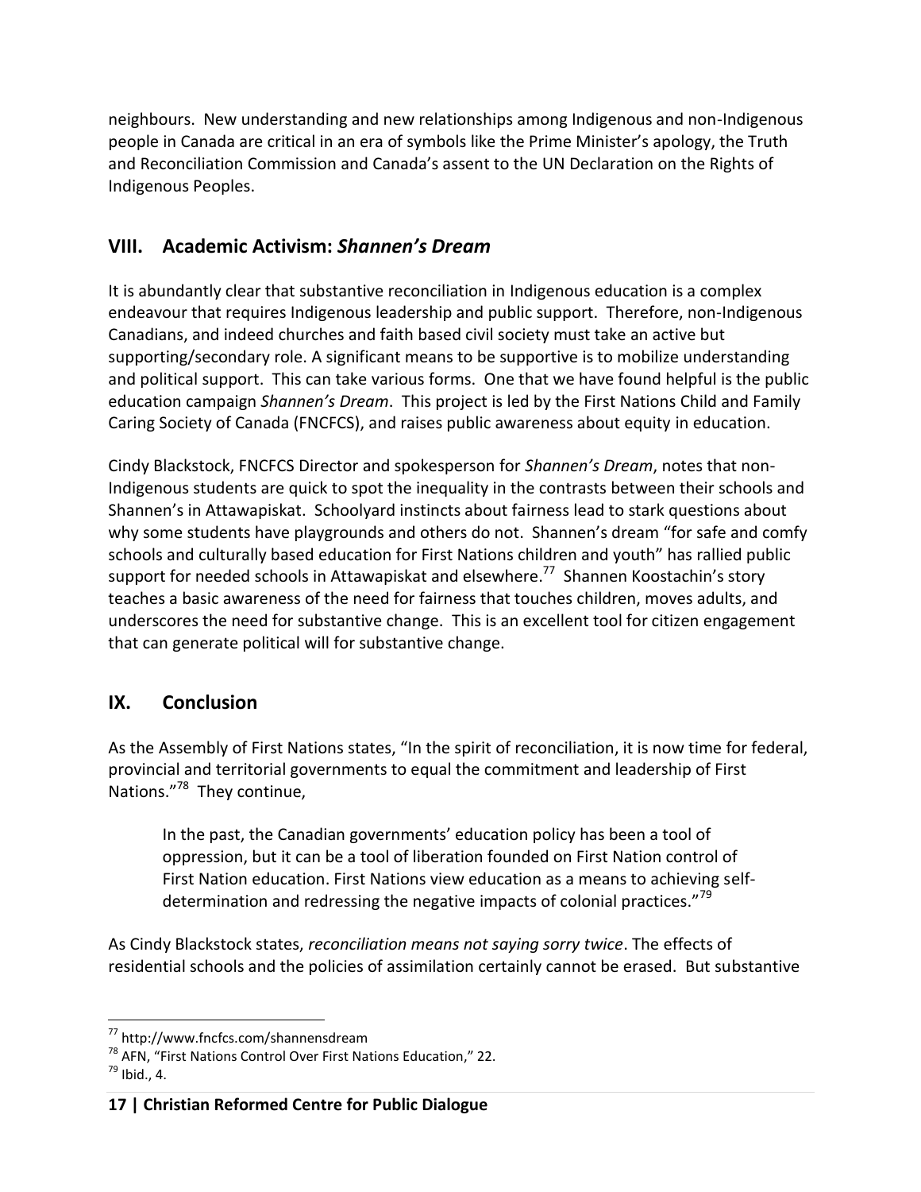neighbours. New understanding and new relationships among Indigenous and non-Indigenous people in Canada are critical in an era of symbols like the Prime Minister's apology, the Truth and Reconciliation Commission and Canada's assent to the UN Declaration on the Rights of Indigenous Peoples.

## VIII. Academic Activism: *Shannen's Dream*

It is abundantly clear that substantive reconciliation in Indigenous education is a complex endeavour that requires Indigenous leadership and public support. Therefore, non-Indigenous Canadians, and indeed churches and faith based civil society must take an active but supporting/secondary role. A significant means to be supportive is to mobilize understanding and political support. This can take various forms. One that we have found helpful is the public education campaign *Shannen's Dream*. This project is led by the First Nations Child and Family Caring Society of Canada (FNCFCS), and raises public awareness about equity in education.

Cindy Blackstock, FNCFCS Director and spokesperson for *Shannen's Dream*, notes that non-Indigenous students are quick to spot the inequality in the contrasts between their schools and Shannen's in Attawapiskat. Schoolyard instincts about fairness lead to stark questions about why some students have playgrounds and others do not. Shannen's dream "for safe and comfy schools and culturally based education for First Nations children and youth" has rallied public support for needed schools in Attawapiskat and elsewhere.[77] Shannen Koostachin's story teaches a basic awareness of the need for fairness that touches children, moves adults, and underscores the need for substantive change. This is an excellent tool for citizen engagement that can generate political will for substantive change.

## IX. Conclusion

As the Assembly of First Nations states, "In the spirit of reconciliation, it is now time for federal, provincial and territorial governments to equal the commitment and leadership of First Nations."[78] They continue,

> In the past, the Canadian governments' education policy has been a tool of oppression, but it can be a tool of liberation founded on First Nation control of First Nation education. First Nations view education as a means to achieving self-determination and redressing the negative impacts of colonial practices."[79]

As Cindy Blackstock states, *reconciliation means not saying sorry twice*. The effects of residential schools and the policies of assimilation certainly cannot be erased. But substantive

---

[77] http://www.fncfcs.com/shannensdream

[78] AFN, "First Nations Control Over First Nations Education," 22.

[79] Ibid., 4.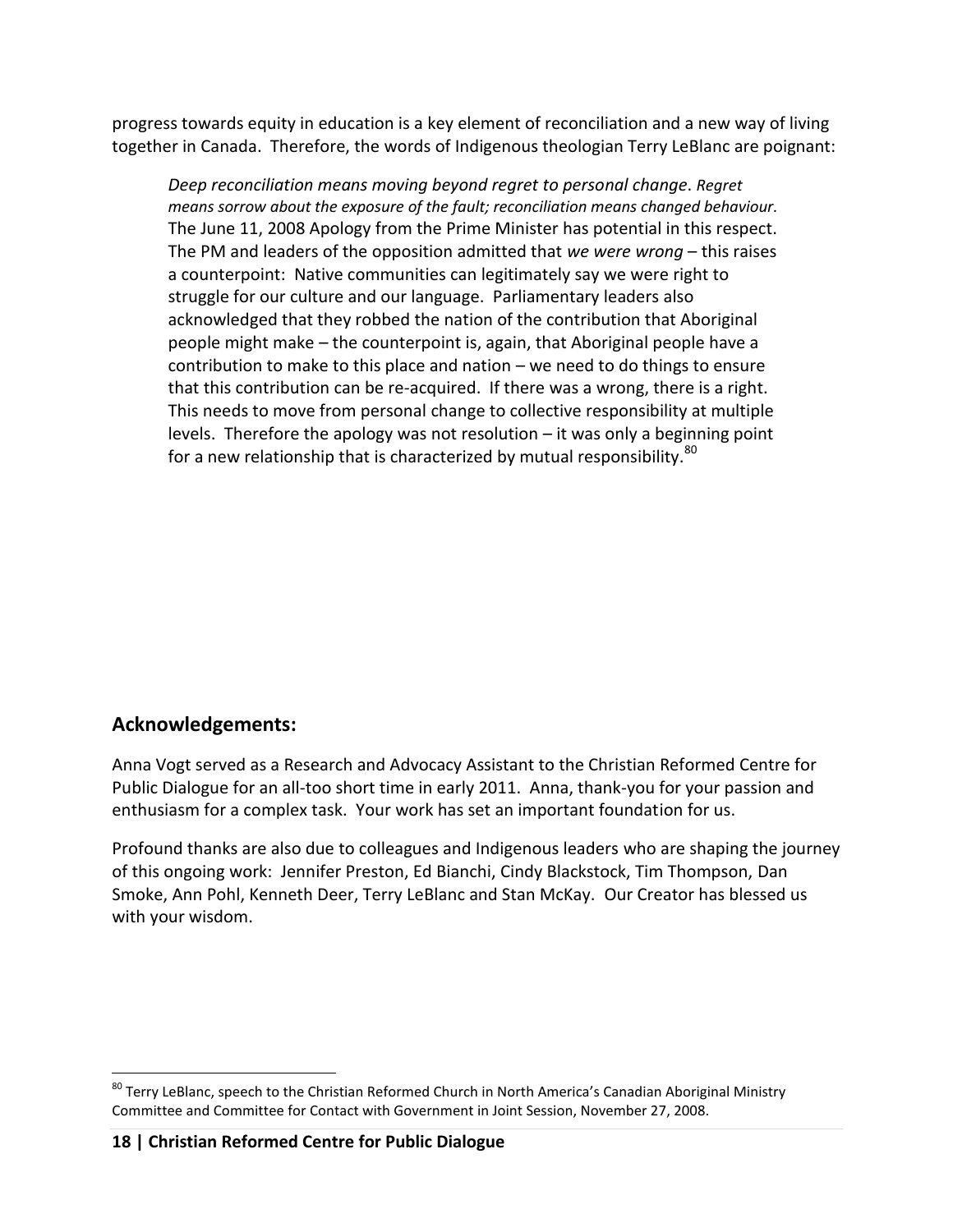progress towards equity in education is a key element of reconciliation and a new way of living together in Canada. Therefore, the words of Indigenous theologian Terry LeBlanc are poignant:

> *Deep reconciliation means moving beyond regret to personal change. Regret means sorrow about the exposure of the fault; reconciliation means changed behaviour.* The June 11, 2008 Apology from the Prime Minister has potential in this respect. The PM and leaders of the opposition admitted that *we were wrong* – this raises a counterpoint: Native communities can legitimately say we were right to struggle for our culture and our language. Parliamentary leaders also acknowledged that they robbed the nation of the contribution that Aboriginal people might make – the counterpoint is, again, that Aboriginal people have a contribution to make to this place and nation – we need to do things to ensure that this contribution can be re-acquired. If there was a wrong, there is a right. This needs to move from personal change to collective responsibility at multiple levels. Therefore the apology was not resolution – it was only a beginning point for a new relationship that is characterized by mutual responsibility.[80]

## Acknowledgements:

Anna Vogt served as a Research and Advocacy Assistant to the Christian Reformed Centre for Public Dialogue for an all-too short time in early 2011. Anna, thank-you for your passion and enthusiasm for a complex task. Your work has set an important foundation for us.

Profound thanks are also due to colleagues and Indigenous leaders who are shaping the journey of this ongoing work: Jennifer Preston, Ed Bianchi, Cindy Blackstock, Tim Thompson, Dan Smoke, Ann Pohl, Kenneth Deer, Terry LeBlanc and Stan McKay. Our Creator has blessed us with your wisdom.

---

[80] Terry LeBlanc, speech to the Christian Reformed Church in North America's Canadian Aboriginal Ministry Committee and Committee for Contact with Government in Joint Session, November 27, 2008.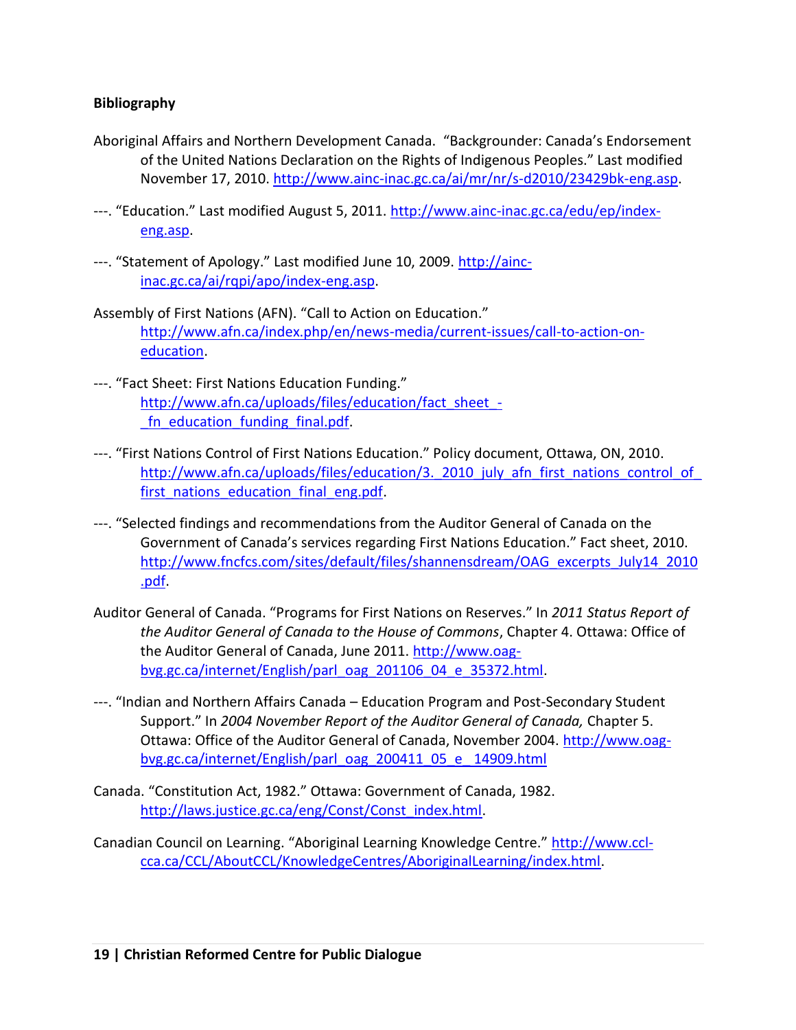**Bibliography**

Aboriginal Affairs and Northern Development Canada. "Backgrounder: Canada's Endorsement of the United Nations Declaration on the Rights of Indigenous Peoples." Last modified November 17, 2010. http://www.ainc-inac.gc.ca/ai/mr/nr/s-d2010/23429bk-eng.asp.

---. "Education." Last modified August 5, 2011. http://www.ainc-inac.gc.ca/edu/ep/index-eng.asp.

---. "Statement of Apology." Last modified June 10, 2009. http://ainc-inac.gc.ca/ai/rqpi/apo/index-eng.asp.

Assembly of First Nations (AFN). "Call to Action on Education." http://www.afn.ca/index.php/en/news-media/current-issues/call-to-action-on-education.

---. "Fact Sheet: First Nations Education Funding." http://www.afn.ca/uploads/files/education/fact_sheet_-_fn_education_funding_final.pdf.

---. "First Nations Control of First Nations Education." Policy document, Ottawa, ON, 2010. http://www.afn.ca/uploads/files/education/3._2010_july_afn_first_nations_control_of_first_nations_education_final_eng.pdf.

---. "Selected findings and recommendations from the Auditor General of Canada on the Government of Canada's services regarding First Nations Education." Fact sheet, 2010. http://www.fncfcs.com/sites/default/files/shannensdream/OAG_excerpts_July14_2010.pdf.

Auditor General of Canada. "Programs for First Nations on Reserves." In *2011 Status Report of the Auditor General of Canada to the House of Commons*, Chapter 4. Ottawa: Office of the Auditor General of Canada, June 2011. http://www.oag-bvg.gc.ca/internet/English/parl_oag_201106_04_e_35372.html.

---. "Indian and Northern Affairs Canada – Education Program and Post-Secondary Student Support." In *2004 November Report of the Auditor General of Canada,* Chapter 5. Ottawa: Office of the Auditor General of Canada, November 2004. http://www.oag-bvg.gc.ca/internet/English/parl_oag_200411_05_e_14909.html

Canada. "Constitution Act, 1982." Ottawa: Government of Canada, 1982. http://laws.justice.gc.ca/eng/Const/Const_index.html.

Canadian Council on Learning. "Aboriginal Learning Knowledge Centre." http://www.ccl-cca.ca/CCL/AboutCCL/KnowledgeCentres/AboriginalLearning/index.html.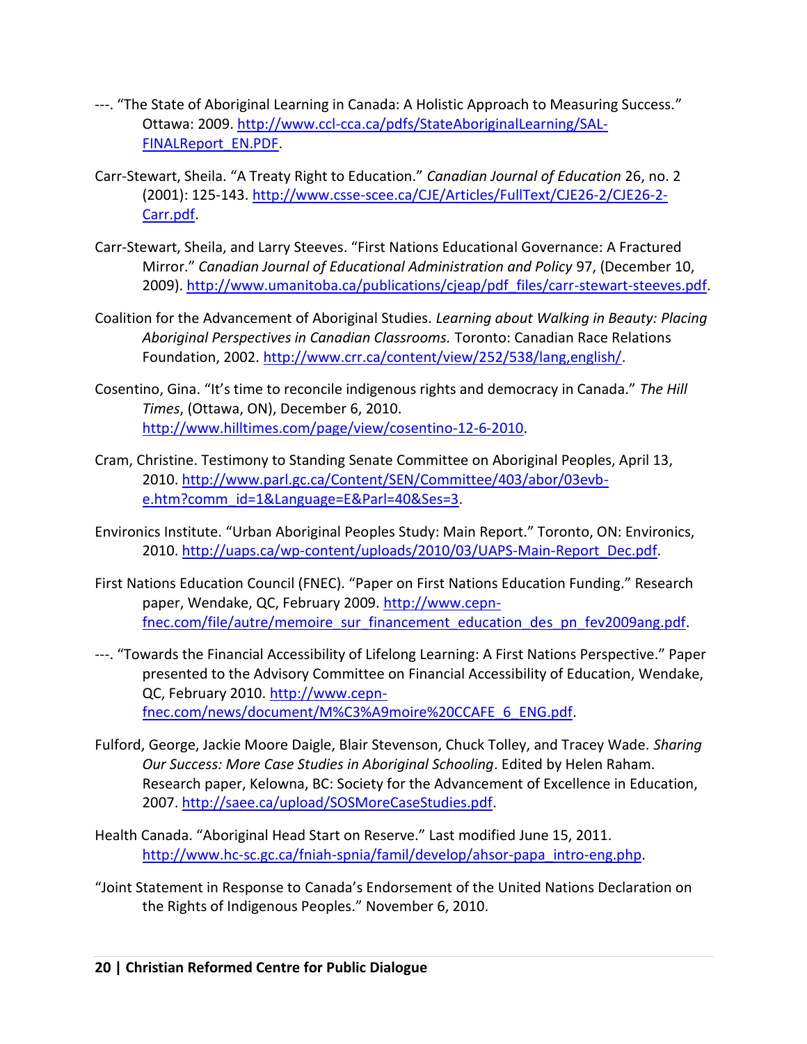---. "The State of Aboriginal Learning in Canada: A Holistic Approach to Measuring Success." Ottawa: 2009. http://www.ccl-cca.ca/pdfs/StateAboriginalLearning/SAL-FINALReport_EN.PDF.

Carr-Stewart, Sheila. "A Treaty Right to Education." *Canadian Journal of Education* 26, no. 2 (2001): 125-143. http://www.csse-scee.ca/CJE/Articles/FullText/CJE26-2/CJE26-2-Carr.pdf.

Carr-Stewart, Sheila, and Larry Steeves. "First Nations Educational Governance: A Fractured Mirror." *Canadian Journal of Educational Administration and Policy* 97, (December 10, 2009). http://www.umanitoba.ca/publications/cjeap/pdf_files/carr-stewart-steeves.pdf.

Coalition for the Advancement of Aboriginal Studies. *Learning about Walking in Beauty: Placing Aboriginal Perspectives in Canadian Classrooms.* Toronto: Canadian Race Relations Foundation, 2002. http://www.crr.ca/content/view/252/538/lang,english/.

Cosentino, Gina. "It's time to reconcile indigenous rights and democracy in Canada." *The Hill Times*, (Ottawa, ON), December 6, 2010. http://www.hilltimes.com/page/view/cosentino-12-6-2010.

Cram, Christine. Testimony to Standing Senate Committee on Aboriginal Peoples, April 13, 2010. http://www.parl.gc.ca/Content/SEN/Committee/403/abor/03evb-e.htm?comm_id=1&Language=E&Parl=40&Ses=3.

Environics Institute. "Urban Aboriginal Peoples Study: Main Report." Toronto, ON: Environics, 2010. http://uaps.ca/wp-content/uploads/2010/03/UAPS-Main-Report_Dec.pdf.

First Nations Education Council (FNEC). "Paper on First Nations Education Funding." Research paper, Wendake, QC, February 2009. http://www.cepn-fnec.com/file/autre/memoire_sur_financement_education_des_pn_fev2009ang.pdf.

---. "Towards the Financial Accessibility of Lifelong Learning: A First Nations Perspective." Paper presented to the Advisory Committee on Financial Accessibility of Education, Wendake, QC, February 2010. http://www.cepn-fnec.com/news/document/M%C3%A9moire%20CCAFE_6_ENG.pdf.

Fulford, George, Jackie Moore Daigle, Blair Stevenson, Chuck Tolley, and Tracey Wade. *Sharing Our Success: More Case Studies in Aboriginal Schooling*. Edited by Helen Raham. Research paper, Kelowna, BC: Society for the Advancement of Excellence in Education, 2007. http://saee.ca/upload/SOSMoreCaseStudies.pdf.

Health Canada. "Aboriginal Head Start on Reserve." Last modified June 15, 2011. http://www.hc-sc.gc.ca/fniah-spnia/famil/develop/ahsor-papa_intro-eng.php.

"Joint Statement in Response to Canada's Endorsement of the United Nations Declaration on the Rights of Indigenous Peoples." November 6, 2010.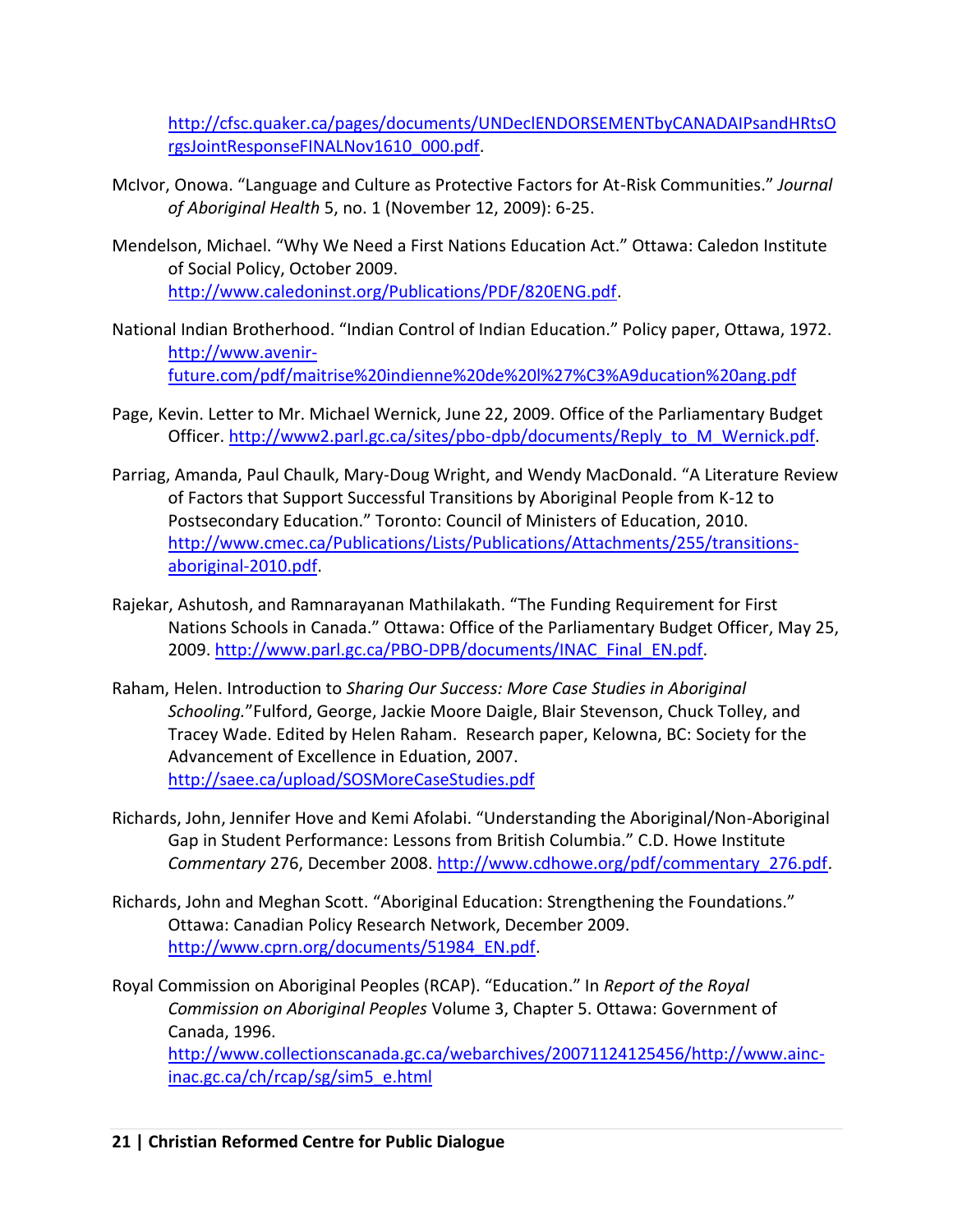http://cfsc.quaker.ca/pages/documents/UNDeclENDORSEMENTbyCANADAIPsandHRtsOrgsJointResponseFINALNov1610_000.pdf.

McIvor, Onowa. “Language and Culture as Protective Factors for At-Risk Communities.” *Journal of Aboriginal Health* 5, no. 1 (November 12, 2009): 6-25.

Mendelson, Michael. “Why We Need a First Nations Education Act.” Ottawa: Caledon Institute of Social Policy, October 2009. http://www.caledoninst.org/Publications/PDF/820ENG.pdf.

National Indian Brotherhood. “Indian Control of Indian Education.” Policy paper, Ottawa, 1972. http://www.avenir-future.com/pdf/maitrise%20indienne%20de%20l%27%C3%A9ducation%20ang.pdf

Page, Kevin. Letter to Mr. Michael Wernick, June 22, 2009. Office of the Parliamentary Budget Officer. http://www2.parl.gc.ca/sites/pbo-dpb/documents/Reply_to_M_Wernick.pdf.

Parriag, Amanda, Paul Chaulk, Mary-Doug Wright, and Wendy MacDonald. “A Literature Review of Factors that Support Successful Transitions by Aboriginal People from K-12 to Postsecondary Education.” Toronto: Council of Ministers of Education, 2010. http://www.cmec.ca/Publications/Lists/Publications/Attachments/255/transitions-aboriginal-2010.pdf.

Rajekar, Ashutosh, and Ramnarayanan Mathilakath. “The Funding Requirement for First Nations Schools in Canada.” Ottawa: Office of the Parliamentary Budget Officer, May 25, 2009. http://www.parl.gc.ca/PBO-DPB/documents/INAC_Final_EN.pdf.

Raham, Helen. Introduction to *Sharing Our Success: More Case Studies in Aboriginal Schooling.*”Fulford, George, Jackie Moore Daigle, Blair Stevenson, Chuck Tolley, and Tracey Wade. Edited by Helen Raham. Research paper, Kelowna, BC: Society for the Advancement of Excellence in Eduation, 2007. http://saee.ca/upload/SOSMoreCaseStudies.pdf

Richards, John, Jennifer Hove and Kemi Afolabi. “Understanding the Aboriginal/Non-Aboriginal Gap in Student Performance: Lessons from British Columbia.” C.D. Howe Institute *Commentary* 276, December 2008. http://www.cdhowe.org/pdf/commentary_276.pdf.

Richards, John and Meghan Scott. “Aboriginal Education: Strengthening the Foundations.” Ottawa: Canadian Policy Research Network, December 2009. http://www.cprn.org/documents/51984_EN.pdf.

Royal Commission on Aboriginal Peoples (RCAP). “Education.” In *Report of the Royal Commission on Aboriginal Peoples* Volume 3, Chapter 5. Ottawa: Government of Canada, 1996. http://www.collectionscanada.gc.ca/webarchives/20071124125456/http://www.ainc-inac.gc.ca/ch/rcap/sg/sim5_e.html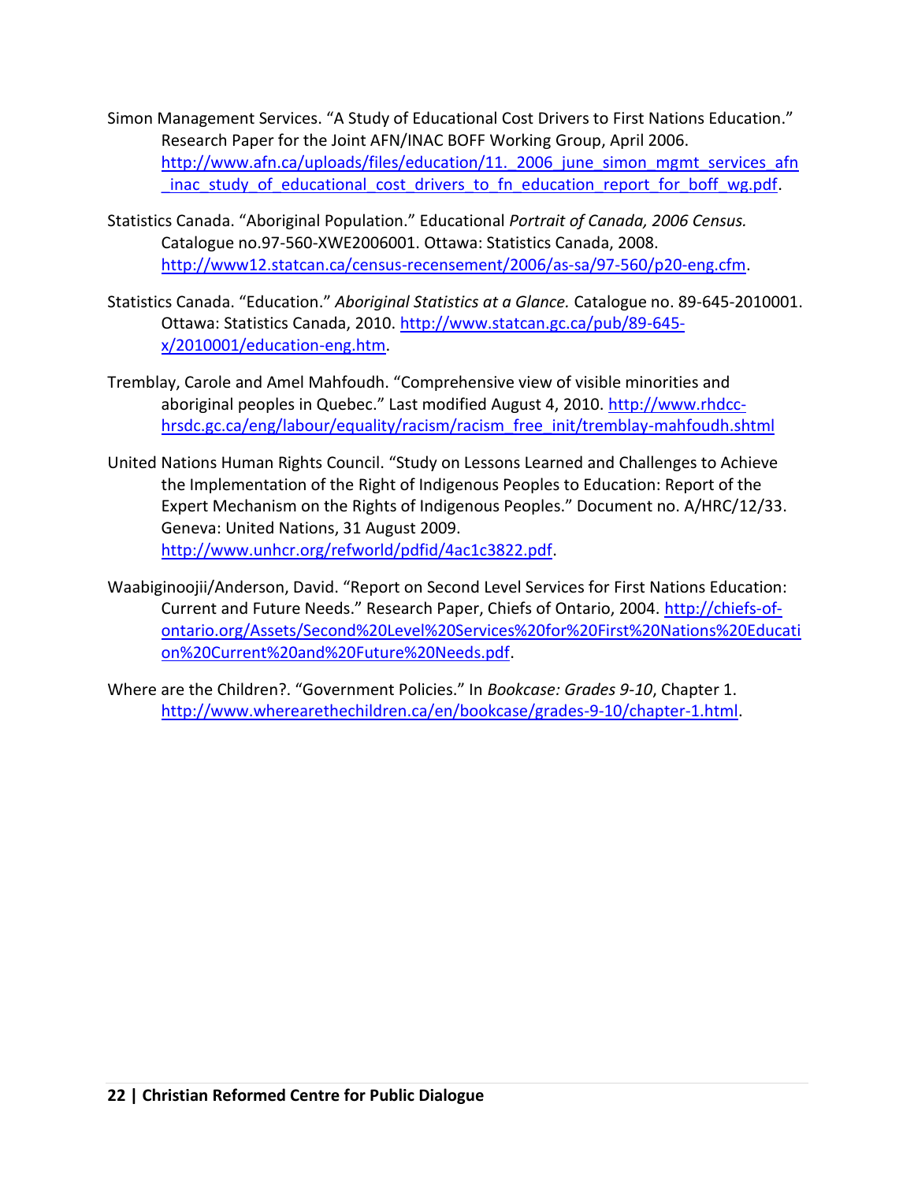Simon Management Services. "A Study of Educational Cost Drivers to First Nations Education." Research Paper for the Joint AFN/INAC BOFF Working Group, April 2006. http://www.afn.ca/uploads/files/education/11._2006_june_simon_mgmt_services_afn_inac_study_of_educational_cost_drivers_to_fn_education_report_for_boff_wg.pdf.

Statistics Canada. "Aboriginal Population." Educational *Portrait of Canada, 2006 Census.* Catalogue no.97-560-XWE2006001. Ottawa: Statistics Canada, 2008. http://www12.statcan.ca/census-recensement/2006/as-sa/97-560/p20-eng.cfm.

Statistics Canada. "Education." *Aboriginal Statistics at a Glance.* Catalogue no. 89-645-2010001. Ottawa: Statistics Canada, 2010. http://www.statcan.gc.ca/pub/89-645-x/2010001/education-eng.htm.

Tremblay, Carole and Amel Mahfoudh. "Comprehensive view of visible minorities and aboriginal peoples in Quebec." Last modified August 4, 2010. http://www.rhdcc-hrsdc.gc.ca/eng/labour/equality/racism/racism_free_init/tremblay-mahfoudh.shtml

United Nations Human Rights Council. "Study on Lessons Learned and Challenges to Achieve the Implementation of the Right of Indigenous Peoples to Education: Report of the Expert Mechanism on the Rights of Indigenous Peoples." Document no. A/HRC/12/33. Geneva: United Nations, 31 August 2009. http://www.unhcr.org/refworld/pdfid/4ac1c3822.pdf.

Waabiginoojii/Anderson, David. "Report on Second Level Services for First Nations Education: Current and Future Needs." Research Paper, Chiefs of Ontario, 2004. http://chiefs-of-ontario.org/Assets/Second%20Level%20Services%20for%20First%20Nations%20Education%20Current%20and%20Future%20Needs.pdf.

Where are the Children?. "Government Policies." In *Bookcase: Grades 9-10*, Chapter 1. http://www.wherearethechildren.ca/en/bookcase/grades-9-10/chapter-1.html.